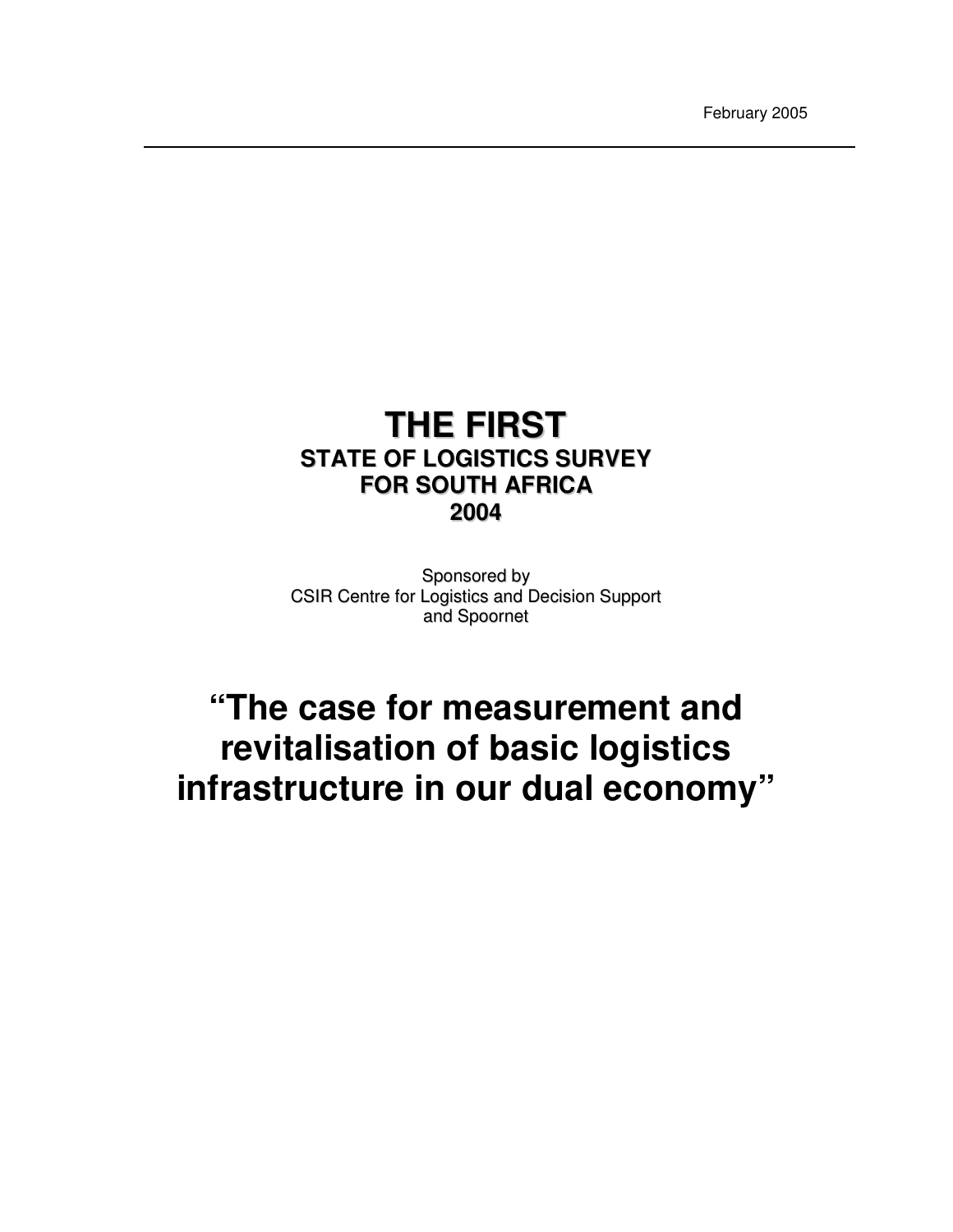February 2005

# THE FIRST
## STATE OF LOGISTICS SURVEY FOR SOUTH AFRICA 2004

Sponsored by
CSIR Centre for Logistics and Decision Support
and Spoornet

# "The case for measurement and revitalisation of basic logistics infrastructure in our dual economy"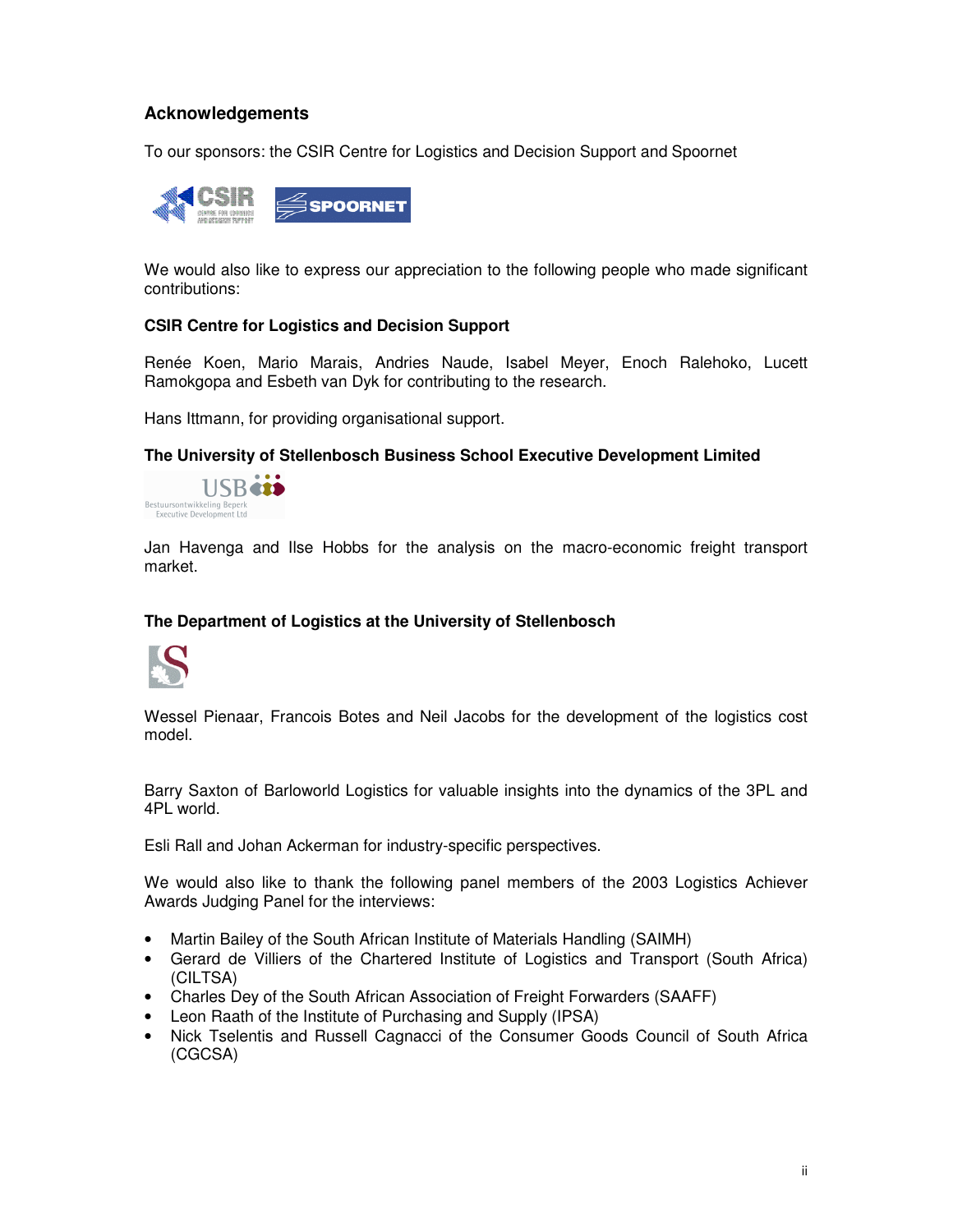## Acknowledgements

To our sponsors: the CSIR Centre for Logistics and Decision Support and Spoornet

We would also like to express our appreciation to the following people who made significant contributions:

**CSIR Centre for Logistics and Decision Support**

Renée Koen, Mario Marais, Andries Naude, Isabel Meyer, Enoch Ralehoko, Lucett Ramokgopa and Esbeth van Dyk for contributing to the research.

Hans Ittmann, for providing organisational support.

**The University of Stellenbosch Business School Executive Development Limited**

Jan Havenga and Ilse Hobbs for the analysis on the macro-economic freight transport market.

**The Department of Logistics at the University of Stellenbosch**

Wessel Pienaar, Francois Botes and Neil Jacobs for the development of the logistics cost model.

Barry Saxton of Barloworld Logistics for valuable insights into the dynamics of the 3PL and 4PL world.

Esli Rall and Johan Ackerman for industry-specific perspectives.

We would also like to thank the following panel members of the 2003 Logistics Achiever Awards Judging Panel for the interviews:

- Martin Bailey of the South African Institute of Materials Handling (SAIMH)
- Gerard de Villiers of the Chartered Institute of Logistics and Transport (South Africa) (CILTSA)
- Charles Dey of the South African Association of Freight Forwarders (SAAFF)
- Leon Raath of the Institute of Purchasing and Supply (IPSA)
- Nick Tselentis and Russell Cagnacci of the Consumer Goods Council of South Africa (CGCSA)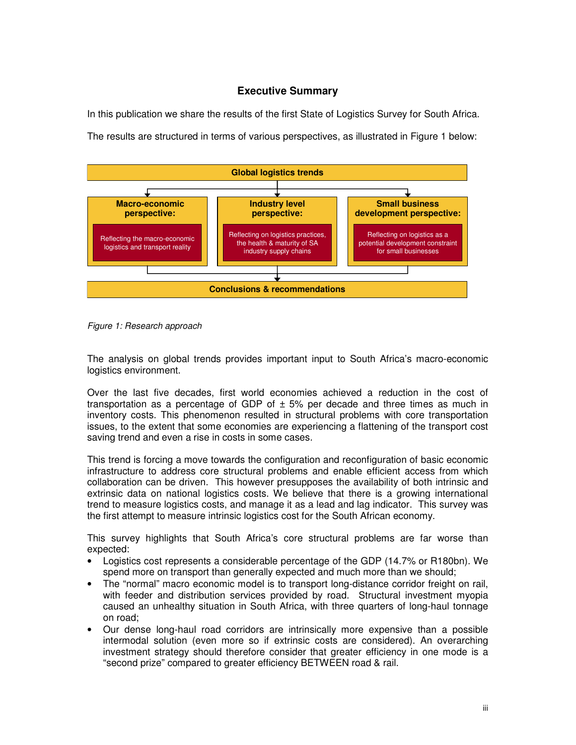# Executive Summary

In this publication we share the results of the first State of Logistics Survey for South Africa.

The results are structured in terms of various perspectives, as illustrated in Figure 1 below:

**Global logistics trends**

| Macro-economic perspective: | Industry level perspective: | Small business development perspective: |
|---|---|---|
| Reflecting the macro-economic logistics and transport reality | Reflecting on logistics practices, the health & maturity of SA industry supply chains | Reflecting on logistics as a potential development constraint for small businesses |

**Conclusions & recommendations**

*Figure 1: Research approach*

The analysis on global trends provides important input to South Africa's macro-economic logistics environment.

Over the last five decades, first world economies achieved a reduction in the cost of transportation as a percentage of GDP of ± 5% per decade and three times as much in inventory costs. This phenomenon resulted in structural problems with core transportation issues, to the extent that some economies are experiencing a flattening of the transport cost saving trend and even a rise in costs in some cases.

This trend is forcing a move towards the configuration and reconfiguration of basic economic infrastructure to address core structural problems and enable efficient access from which collaboration can be driven. This however presupposes the availability of both intrinsic and extrinsic data on national logistics costs. We believe that there is a growing international trend to measure logistics costs, and manage it as a lead and lag indicator. This survey was the first attempt to measure intrinsic logistics cost for the South African economy.

This survey highlights that South Africa's core structural problems are far worse than expected:

- Logistics cost represents a considerable percentage of the GDP (14.7% or R180bn). We spend more on transport than generally expected and much more than we should;
- The "normal" macro economic model is to transport long-distance corridor freight on rail, with feeder and distribution services provided by road. Structural investment myopia caused an unhealthy situation in South Africa, with three quarters of long-haul tonnage on road;
- Our dense long-haul road corridors are intrinsically more expensive than a possible intermodal solution (even more so if extrinsic costs are considered). An overarching investment strategy should therefore consider that greater efficiency in one mode is a "second prize" compared to greater efficiency BETWEEN road & rail.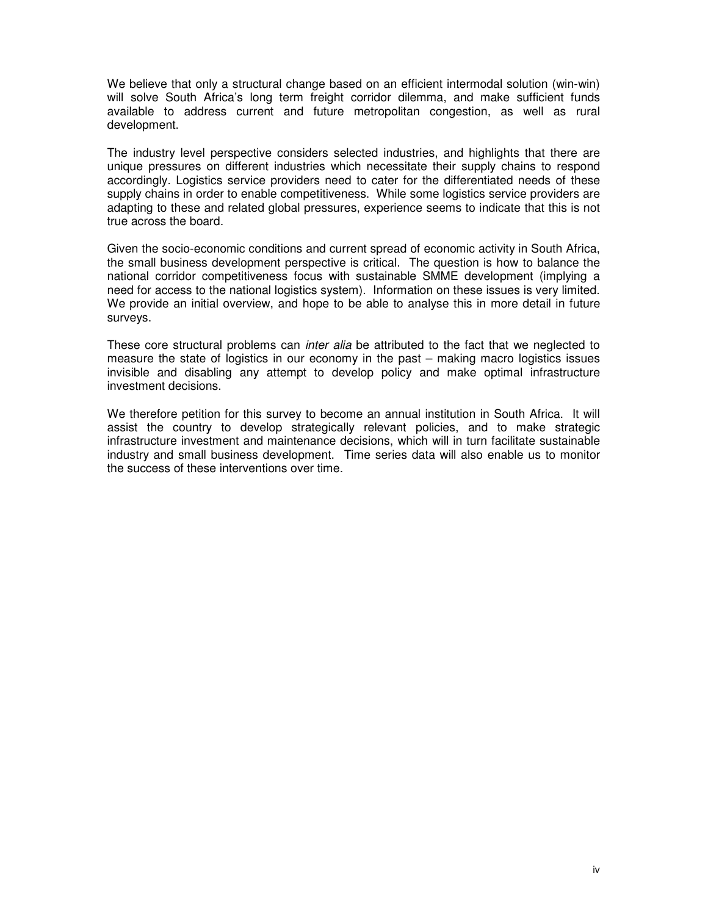We believe that only a structural change based on an efficient intermodal solution (win-win) will solve South Africa's long term freight corridor dilemma, and make sufficient funds available to address current and future metropolitan congestion, as well as rural development.

The industry level perspective considers selected industries, and highlights that there are unique pressures on different industries which necessitate their supply chains to respond accordingly. Logistics service providers need to cater for the differentiated needs of these supply chains in order to enable competitiveness. While some logistics service providers are adapting to these and related global pressures, experience seems to indicate that this is not true across the board.

Given the socio-economic conditions and current spread of economic activity in South Africa, the small business development perspective is critical. The question is how to balance the national corridor competitiveness focus with sustainable SMME development (implying a need for access to the national logistics system). Information on these issues is very limited. We provide an initial overview, and hope to be able to analyse this in more detail in future surveys.

These core structural problems can *inter alia* be attributed to the fact that we neglected to measure the state of logistics in our economy in the past – making macro logistics issues invisible and disabling any attempt to develop policy and make optimal infrastructure investment decisions.

We therefore petition for this survey to become an annual institution in South Africa. It will assist the country to develop strategically relevant policies, and to make strategic infrastructure investment and maintenance decisions, which will in turn facilitate sustainable industry and small business development. Time series data will also enable us to monitor the success of these interventions over time.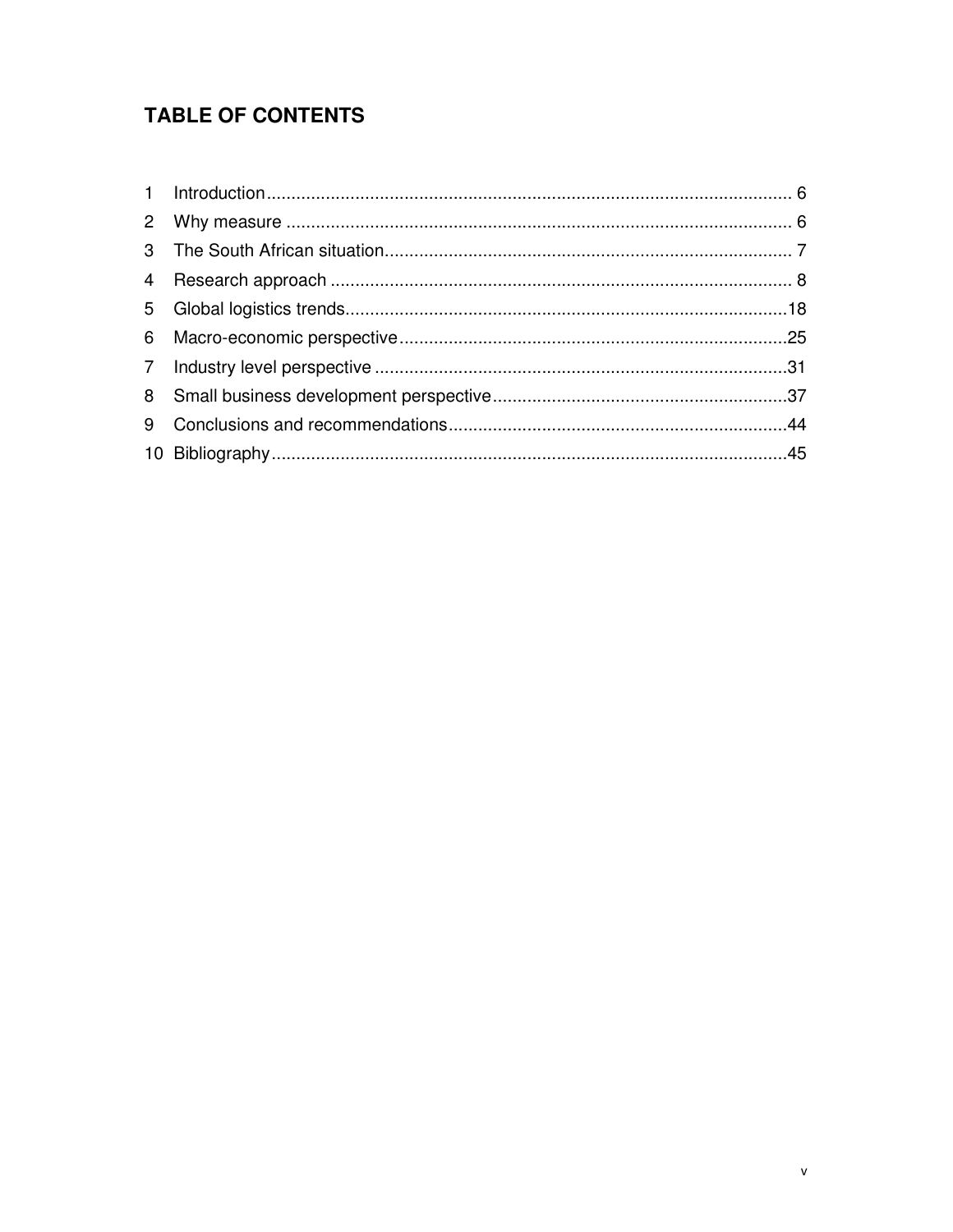# TABLE OF CONTENTS

1 Introduction ........................................................................................................ 6
2 Why measure ...................................................................................................... 6
3 The South African situation ................................................................................ 7
4 Research approach ............................................................................................ 8
5 Global logistics trends ....................................................................................... 18
6 Macro-economic perspective ............................................................................. 25
7 Industry level perspective .................................................................................. 31
8 Small business development perspective ........................................................... 37
9 Conclusions and recommendations .................................................................... 44
10 Bibliography ..................................................................................................... 45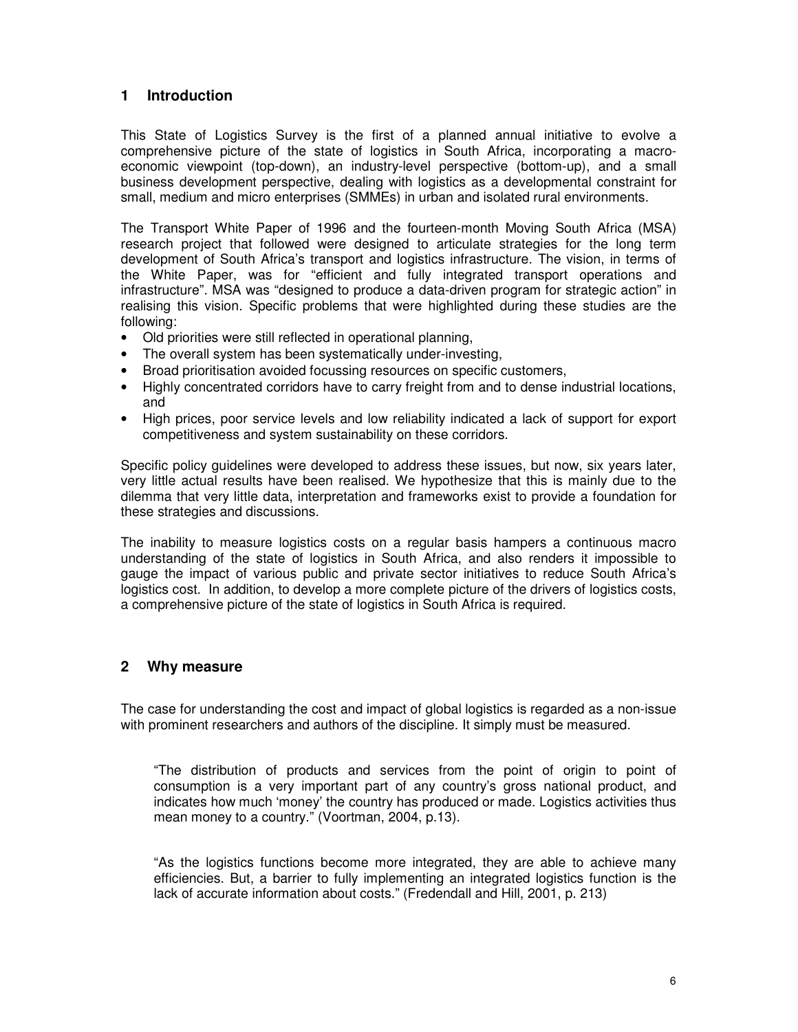## 1 Introduction

This State of Logistics Survey is the first of a planned annual initiative to evolve a comprehensive picture of the state of logistics in South Africa, incorporating a macro-economic viewpoint (top-down), an industry-level perspective (bottom-up), and a small business development perspective, dealing with logistics as a developmental constraint for small, medium and micro enterprises (SMMEs) in urban and isolated rural environments.

The Transport White Paper of 1996 and the fourteen-month Moving South Africa (MSA) research project that followed were designed to articulate strategies for the long term development of South Africa's transport and logistics infrastructure. The vision, in terms of the White Paper, was for "efficient and fully integrated transport operations and infrastructure". MSA was "designed to produce a data-driven program for strategic action" in realising this vision. Specific problems that were highlighted during these studies are the following:

- Old priorities were still reflected in operational planning,
- The overall system has been systematically under-investing,
- Broad prioritisation avoided focussing resources on specific customers,
- Highly concentrated corridors have to carry freight from and to dense industrial locations, and
- High prices, poor service levels and low reliability indicated a lack of support for export competitiveness and system sustainability on these corridors.

Specific policy guidelines were developed to address these issues, but now, six years later, very little actual results have been realised. We hypothesize that this is mainly due to the dilemma that very little data, interpretation and frameworks exist to provide a foundation for these strategies and discussions.

The inability to measure logistics costs on a regular basis hampers a continuous macro understanding of the state of logistics in South Africa, and also renders it impossible to gauge the impact of various public and private sector initiatives to reduce South Africa's logistics cost. In addition, to develop a more complete picture of the drivers of logistics costs, a comprehensive picture of the state of logistics in South Africa is required.

## 2 Why measure

The case for understanding the cost and impact of global logistics is regarded as a non-issue with prominent researchers and authors of the discipline. It simply must be measured.

> "The distribution of products and services from the point of origin to point of consumption is a very important part of any country's gross national product, and indicates how much 'money' the country has produced or made. Logistics activities thus mean money to a country." (Voortman, 2004, p.13).

> "As the logistics functions become more integrated, they are able to achieve many efficiencies. But, a barrier to fully implementing an integrated logistics function is the lack of accurate information about costs." (Fredendall and Hill, 2001, p. 213)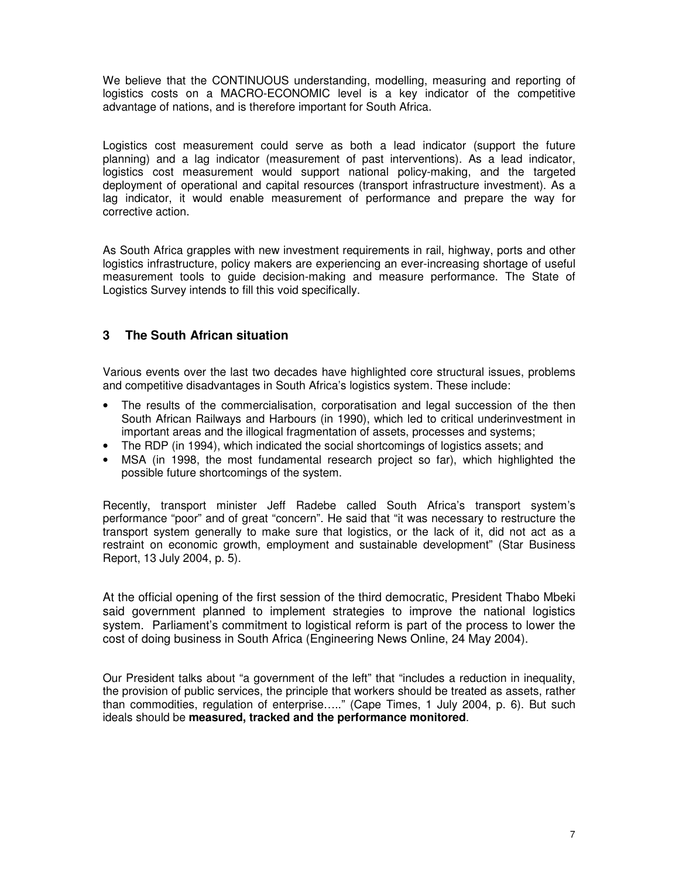We believe that the CONTINUOUS understanding, modelling, measuring and reporting of logistics costs on a MACRO-ECONOMIC level is a key indicator of the competitive advantage of nations, and is therefore important for South Africa.

Logistics cost measurement could serve as both a lead indicator (support the future planning) and a lag indicator (measurement of past interventions). As a lead indicator, logistics cost measurement would support national policy-making, and the targeted deployment of operational and capital resources (transport infrastructure investment). As a lag indicator, it would enable measurement of performance and prepare the way for corrective action.

As South Africa grapples with new investment requirements in rail, highway, ports and other logistics infrastructure, policy makers are experiencing an ever-increasing shortage of useful measurement tools to guide decision-making and measure performance. The State of Logistics Survey intends to fill this void specifically.

## 3 The South African situation

Various events over the last two decades have highlighted core structural issues, problems and competitive disadvantages in South Africa's logistics system. These include:

- The results of the commercialisation, corporatisation and legal succession of the then South African Railways and Harbours (in 1990), which led to critical underinvestment in important areas and the illogical fragmentation of assets, processes and systems;
- The RDP (in 1994), which indicated the social shortcomings of logistics assets; and
- MSA (in 1998, the most fundamental research project so far), which highlighted the possible future shortcomings of the system.

Recently, transport minister Jeff Radebe called South Africa's transport system's performance "poor" and of great "concern". He said that "it was necessary to restructure the transport system generally to make sure that logistics, or the lack of it, did not act as a restraint on economic growth, employment and sustainable development" (Star Business Report, 13 July 2004, p. 5).

At the official opening of the first session of the third democratic, President Thabo Mbeki said government planned to implement strategies to improve the national logistics system. Parliament's commitment to logistical reform is part of the process to lower the cost of doing business in South Africa (Engineering News Online, 24 May 2004).

Our President talks about "a government of the left" that "includes a reduction in inequality, the provision of public services, the principle that workers should be treated as assets, rather than commodities, regulation of enterprise….." (Cape Times, 1 July 2004, p. 6). But such ideals should be **measured, tracked and the performance monitored**.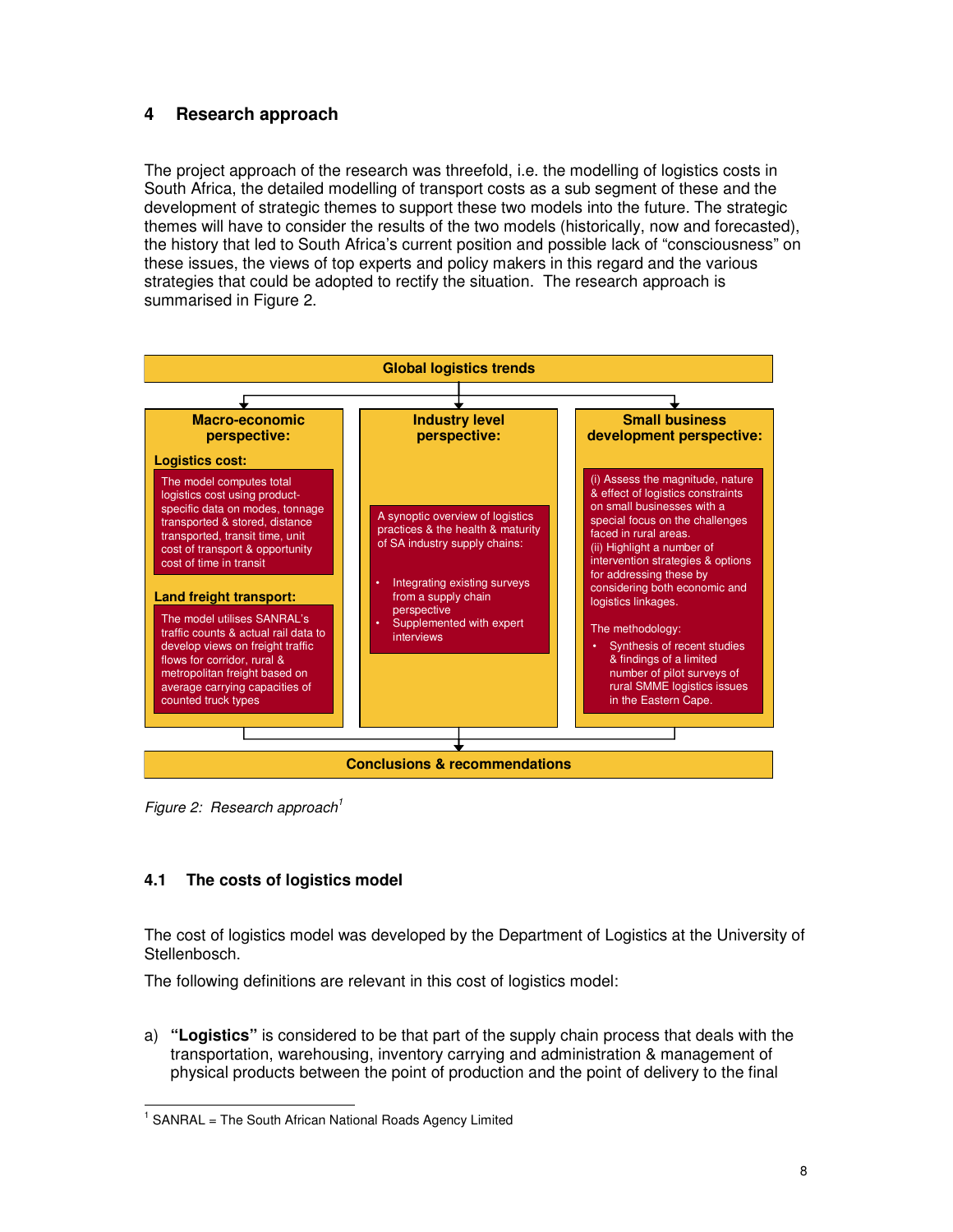## 4 Research approach

The project approach of the research was threefold, i.e. the modelling of logistics costs in South Africa, the detailed modelling of transport costs as a sub segment of these and the development of strategic themes to support these two models into the future. The strategic themes will have to consider the results of the two models (historically, now and forecasted), the history that led to South Africa's current position and possible lack of "consciousness" on these issues, the views of top experts and policy makers in this regard and the various strategies that could be adopted to rectify the situation. The research approach is summarised in Figure 2.

**Global logistics trends**

**Macro-economic perspective:**

**Logistics cost:**

The model computes total logistics cost using product-specific data on modes, tonnage transported & stored, distance transported, transit time, unit cost of transport & opportunity cost of time in transit

**Land freight transport:**

The model utilises SANRAL's traffic counts & actual rail data to develop views on freight traffic flows for corridor, rural & metropolitan freight based on average carrying capacities of counted truck types

**Industry level perspective:**

A synoptic overview of logistics practices & the health & maturity of SA industry supply chains:

- Integrating existing surveys from a supply chain perspective
- Supplemented with expert interviews

**Small business development perspective:**

(i) Assess the magnitude, nature & effect of logistics constraints on small businesses with a special focus on the challenges faced in rural areas.
(ii) Highlight a number of intervention strategies & options for addressing these by considering both economic and logistics linkages.

The methodology:

- Synthesis of recent studies & findings of a limited number of pilot surveys of rural SMME logistics issues in the Eastern Cape.

**Conclusions & recommendations**

*Figure 2: Research approach*[1]

### 4.1 The costs of logistics model

The cost of logistics model was developed by the Department of Logistics at the University of Stellenbosch.

The following definitions are relevant in this cost of logistics model:

a) **"Logistics"** is considered to be that part of the supply chain process that deals with the transportation, warehousing, inventory carrying and administration & management of physical products between the point of production and the point of delivery to the final

[1] SANRAL = The South African National Roads Agency Limited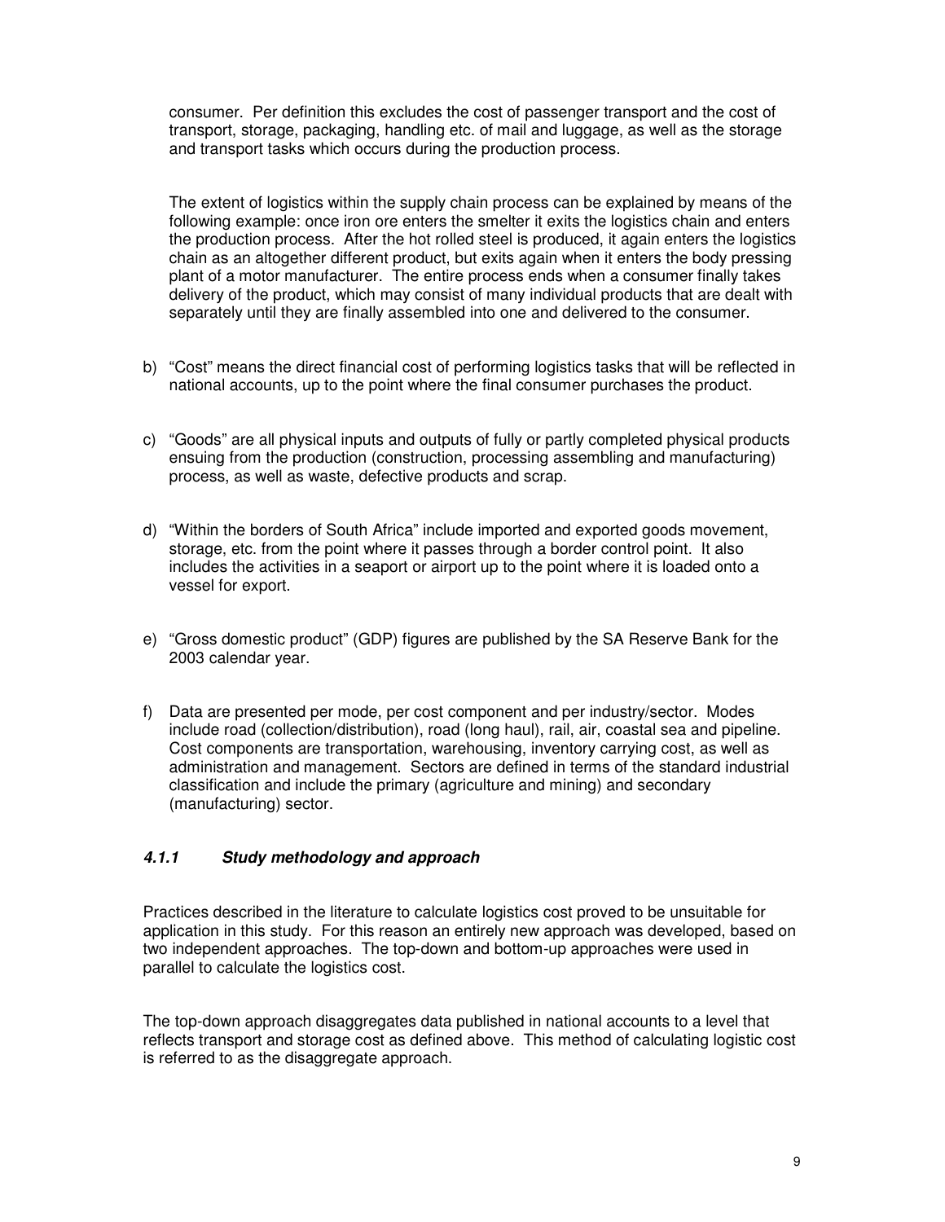consumer. Per definition this excludes the cost of passenger transport and the cost of transport, storage, packaging, handling etc. of mail and luggage, as well as the storage and transport tasks which occurs during the production process.

The extent of logistics within the supply chain process can be explained by means of the following example: once iron ore enters the smelter it exits the logistics chain and enters the production process. After the hot rolled steel is produced, it again enters the logistics chain as an altogether different product, but exits again when it enters the body pressing plant of a motor manufacturer. The entire process ends when a consumer finally takes delivery of the product, which may consist of many individual products that are dealt with separately until they are finally assembled into one and delivered to the consumer.

b) "Cost" means the direct financial cost of performing logistics tasks that will be reflected in national accounts, up to the point where the final consumer purchases the product.

c) "Goods" are all physical inputs and outputs of fully or partly completed physical products ensuing from the production (construction, processing assembling and manufacturing) process, as well as waste, defective products and scrap.

d) "Within the borders of South Africa" include imported and exported goods movement, storage, etc. from the point where it passes through a border control point. It also includes the activities in a seaport or airport up to the point where it is loaded onto a vessel for export.

e) "Gross domestic product" (GDP) figures are published by the SA Reserve Bank for the 2003 calendar year.

f) Data are presented per mode, per cost component and per industry/sector. Modes include road (collection/distribution), road (long haul), rail, air, coastal sea and pipeline. Cost components are transportation, warehousing, inventory carrying cost, as well as administration and management. Sectors are defined in terms of the standard industrial classification and include the primary (agriculture and mining) and secondary (manufacturing) sector.

#### *4.1.1 Study methodology and approach*

Practices described in the literature to calculate logistics cost proved to be unsuitable for application in this study. For this reason an entirely new approach was developed, based on two independent approaches. The top-down and bottom-up approaches were used in parallel to calculate the logistics cost.

The top-down approach disaggregates data published in national accounts to a level that reflects transport and storage cost as defined above. This method of calculating logistic cost is referred to as the disaggregate approach.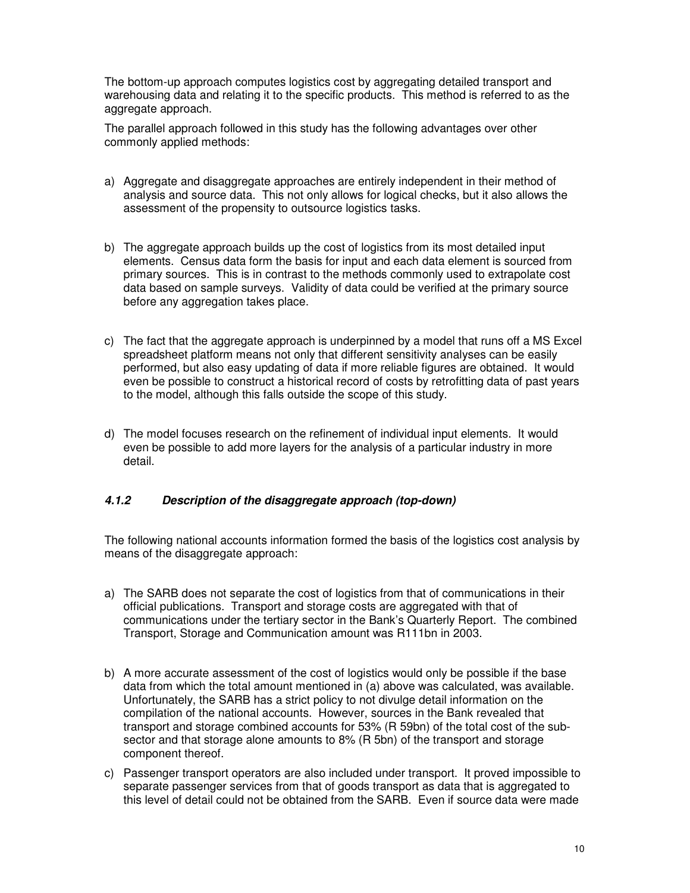The bottom-up approach computes logistics cost by aggregating detailed transport and warehousing data and relating it to the specific products. This method is referred to as the aggregate approach.

The parallel approach followed in this study has the following advantages over other commonly applied methods:

a) Aggregate and disaggregate approaches are entirely independent in their method of analysis and source data. This not only allows for logical checks, but it also allows the assessment of the propensity to outsource logistics tasks.

b) The aggregate approach builds up the cost of logistics from its most detailed input elements. Census data form the basis for input and each data element is sourced from primary sources. This is in contrast to the methods commonly used to extrapolate cost data based on sample surveys. Validity of data could be verified at the primary source before any aggregation takes place.

c) The fact that the aggregate approach is underpinned by a model that runs off a MS Excel spreadsheet platform means not only that different sensitivity analyses can be easily performed, but also easy updating of data if more reliable figures are obtained. It would even be possible to construct a historical record of costs by retrofitting data of past years to the model, although this falls outside the scope of this study.

d) The model focuses research on the refinement of individual input elements. It would even be possible to add more layers for the analysis of a particular industry in more detail.

#### *4.1.2 Description of the disaggregate approach (top-down)*

The following national accounts information formed the basis of the logistics cost analysis by means of the disaggregate approach:

a) The SARB does not separate the cost of logistics from that of communications in their official publications. Transport and storage costs are aggregated with that of communications under the tertiary sector in the Bank's Quarterly Report. The combined Transport, Storage and Communication amount was R111bn in 2003.

b) A more accurate assessment of the cost of logistics would only be possible if the base data from which the total amount mentioned in (a) above was calculated, was available. Unfortunately, the SARB has a strict policy to not divulge detail information on the compilation of the national accounts. However, sources in the Bank revealed that transport and storage combined accounts for 53% (R 59bn) of the total cost of the sub-sector and that storage alone amounts to 8% (R 5bn) of the transport and storage component thereof.

c) Passenger transport operators are also included under transport. It proved impossible to separate passenger services from that of goods transport as data that is aggregated to this level of detail could not be obtained from the SARB. Even if source data were made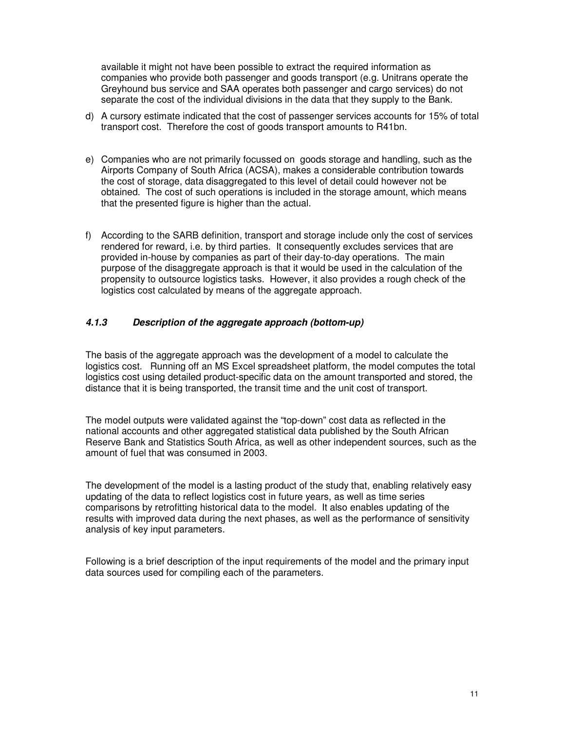available it might not have been possible to extract the required information as companies who provide both passenger and goods transport (e.g. Unitrans operate the Greyhound bus service and SAA operates both passenger and cargo services) do not separate the cost of the individual divisions in the data that they supply to the Bank.

d) A cursory estimate indicated that the cost of passenger services accounts for 15% of total transport cost. Therefore the cost of goods transport amounts to R41bn.

e) Companies who are not primarily focussed on goods storage and handling, such as the Airports Company of South Africa (ACSA), makes a considerable contribution towards the cost of storage, data disaggregated to this level of detail could however not be obtained. The cost of such operations is included in the storage amount, which means that the presented figure is higher than the actual.

f) According to the SARB definition, transport and storage include only the cost of services rendered for reward, i.e. by third parties. It consequently excludes services that are provided in-house by companies as part of their day-to-day operations. The main purpose of the disaggregate approach is that it would be used in the calculation of the propensity to outsource logistics tasks. However, it also provides a rough check of the logistics cost calculated by means of the aggregate approach.

### *4.1.3 Description of the aggregate approach (bottom-up)*

The basis of the aggregate approach was the development of a model to calculate the logistics cost. Running off an MS Excel spreadsheet platform, the model computes the total logistics cost using detailed product-specific data on the amount transported and stored, the distance that it is being transported, the transit time and the unit cost of transport.

The model outputs were validated against the "top-down" cost data as reflected in the national accounts and other aggregated statistical data published by the South African Reserve Bank and Statistics South Africa, as well as other independent sources, such as the amount of fuel that was consumed in 2003.

The development of the model is a lasting product of the study that, enabling relatively easy updating of the data to reflect logistics cost in future years, as well as time series comparisons by retrofitting historical data to the model. It also enables updating of the results with improved data during the next phases, as well as the performance of sensitivity analysis of key input parameters.

Following is a brief description of the input requirements of the model and the primary input data sources used for compiling each of the parameters.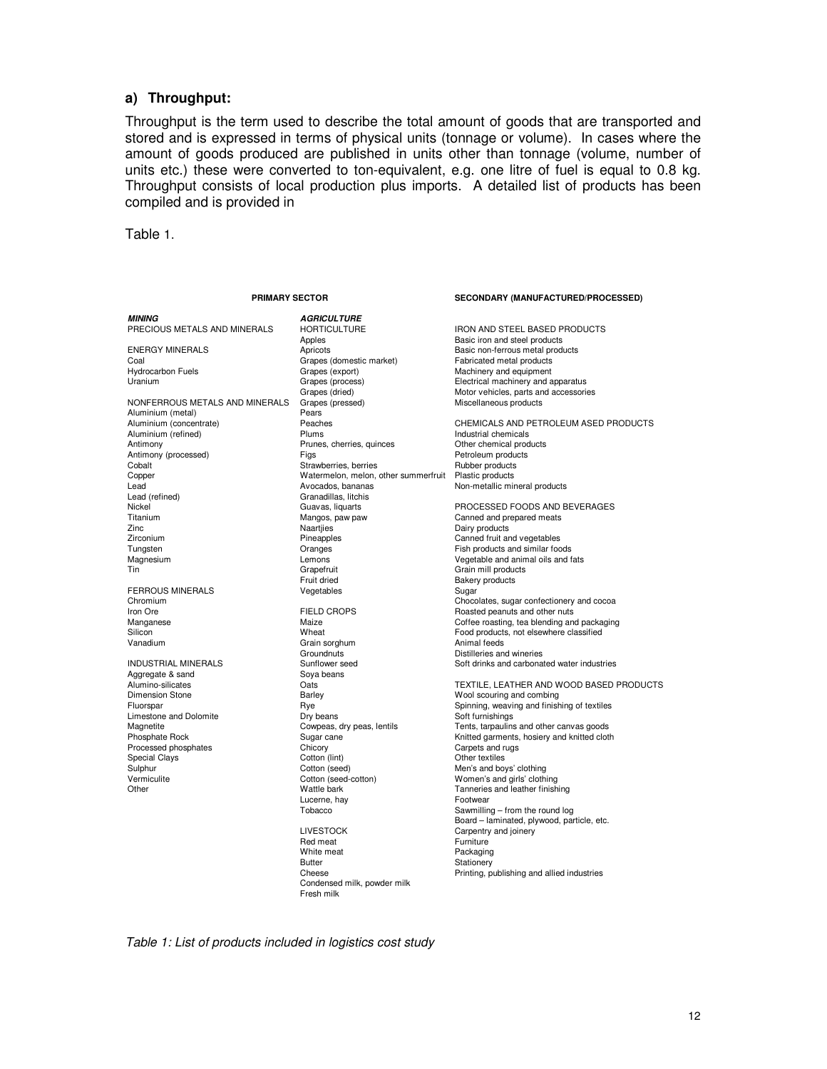### a) Throughput:

Throughput is the term used to describe the total amount of goods that are transported and stored and is expressed in terms of physical units (tonnage or volume). In cases where the amount of goods produced are published in units other than tonnage (volume, number of units etc.) these were converted to ton-equivalent, e.g. one litre of fuel is equal to 0.8 kg. Throughput consists of local production plus imports. A detailed list of products has been compiled and is provided in

Table 1.

| PRIMARY SECTOR | | SECONDARY (MANUFACTURED/PROCESSED) |
|---|---|---|
| ***MINING*** | ***AGRICULTURE*** | |
| PRECIOUS METALS AND MINERALS | HORTICULTURE | IRON AND STEEL BASED PRODUCTS |
| | Apples | Basic iron and steel products |
| ENERGY MINERALS | Apricots | Basic non-ferrous metal products |
| Coal | Grapes (domestic market) | Fabricated metal products |
| Hydrocarbon Fuels | Grapes (export) | Machinery and equipment |
| Uranium | Grapes (process) | Electrical machinery and apparatus |
| | Grapes (dried) | Motor vehicles, parts and accessories |
| NONFERROUS METALS AND MINERALS | Grapes (pressed) | Miscellaneous products |
| Aluminium (metal) | Pears | |
| Aluminium (concentrate) | Peaches | CHEMICALS AND PETROLEUM ASED PRODUCTS |
| Aluminium (refined) | Plums | Industrial chemicals |
| Antimony | Prunes, cherries, quinces | Other chemical products |
| Antimony (processed) | Figs | Petroleum products |
| Cobalt | Strawberries, berries | Rubber products |
| Copper | Watermelon, melon, other summerfruit | Plastic products |
| Lead | Avocados, bananas | Non-metallic mineral products |
| Lead (refined) | Granadillas, litchis | |
| Nickel | Guavas, liquarts | PROCESSED FOODS AND BEVERAGES |
| Titanium | Mangos, paw paw | Canned and prepared meats |
| Zinc | Naartjies | Dairy products |
| Zirconium | Pineapples | Canned fruit and vegetables |
| Tungsten | Oranges | Fish products and similar foods |
| Magnesium | Lemons | Vegetable and animal oils and fats |
| Tin | Grapefruit | Grain mill products |
| | Fruit dried | Bakery products |
| FERROUS MINERALS | Vegetables | Sugar |
| Chromium | | Chocolates, sugar confectionery and cocoa |
| Iron Ore | FIELD CROPS | Roasted peanuts and other nuts |
| Manganese | Maize | Coffee roasting, tea blending and packaging |
| Silicon | Wheat | Food products, not elsewhere classified |
| Vanadium | Grain sorghum | Animal feeds |
| | Groundnuts | Distilleries and wineries |
| INDUSTRIAL MINERALS | Sunflower seed | Soft drinks and carbonated water industries |
| Aggregate & sand | Soya beans | |
| Alumino-silicates | Oats | TEXTILE, LEATHER AND WOOD BASED PRODUCTS |
| Dimension Stone | Barley | Wool scouring and combing |
| Fluorspar | Rye | Spinning, weaving and finishing of textiles |
| Limestone and Dolomite | Dry beans | Soft furnishings |
| Magnetite | Cowpeas, dry peas, lentils | Tents, tarpaulins and other canvas goods |
| Phosphate Rock | Sugar cane | Knitted garments, hosiery and knitted cloth |
| Processed phosphates | Chicory | Carpets and rugs |
| Special Clays | Cotton (lint) | Other textiles |
| Sulphur | Cotton (seed) | Men's and boys' clothing |
| Vermiculite | Cotton (seed-cotton) | Women's and girls' clothing |
| Other | Wattle bark | Tanneries and leather finishing |
| | Lucerne, hay | Footwear |
| | Tobacco | Sawmilling – from the round log |
| | | Board – laminated, plywood, particle, etc. |
| | LIVESTOCK | Carpentry and joinery |
| | Red meat | Furniture |
| | White meat | Packaging |
| | Butter | Stationery |
| | Cheese | Printing, publishing and allied industries |
| | Condensed milk, powder milk | |
| | Fresh milk | |

*Table 1: List of products included in logistics cost study*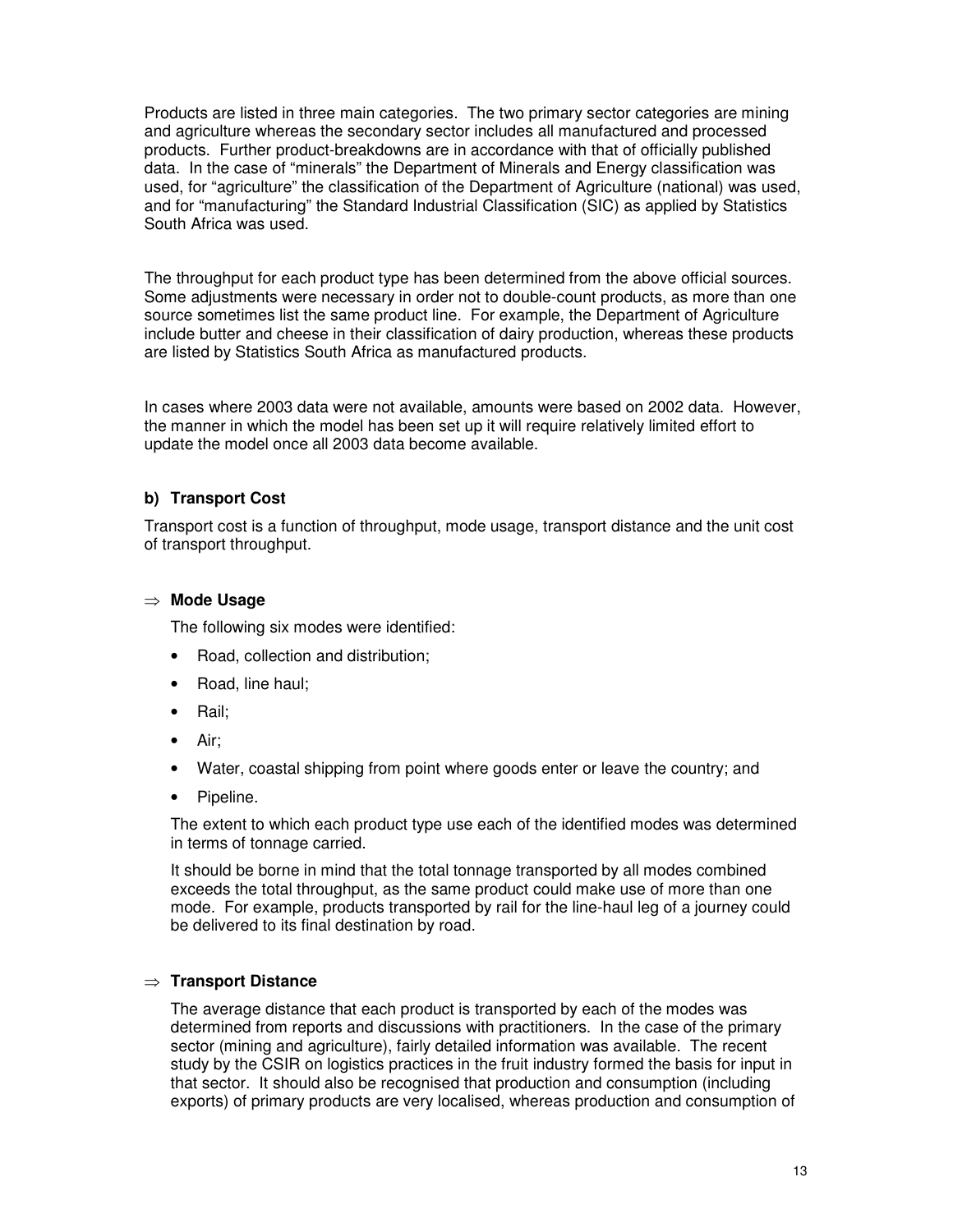Products are listed in three main categories. The two primary sector categories are mining and agriculture whereas the secondary sector includes all manufactured and processed products. Further product-breakdowns are in accordance with that of officially published data. In the case of "minerals" the Department of Minerals and Energy classification was used, for "agriculture" the classification of the Department of Agriculture (national) was used, and for "manufacturing" the Standard Industrial Classification (SIC) as applied by Statistics South Africa was used.

The throughput for each product type has been determined from the above official sources. Some adjustments were necessary in order not to double-count products, as more than one source sometimes list the same product line. For example, the Department of Agriculture include butter and cheese in their classification of dairy production, whereas these products are listed by Statistics South Africa as manufactured products.

In cases where 2003 data were not available, amounts were based on 2002 data. However, the manner in which the model has been set up it will require relatively limited effort to update the model once all 2003 data become available.

#### b) Transport Cost

Transport cost is a function of throughput, mode usage, transport distance and the unit cost of transport throughput.

##### ⇒ Mode Usage

The following six modes were identified:

- Road, collection and distribution;
- Road, line haul;
- Rail;
- Air;
- Water, coastal shipping from point where goods enter or leave the country; and
- Pipeline.

The extent to which each product type use each of the identified modes was determined in terms of tonnage carried.

It should be borne in mind that the total tonnage transported by all modes combined exceeds the total throughput, as the same product could make use of more than one mode. For example, products transported by rail for the line-haul leg of a journey could be delivered to its final destination by road.

##### ⇒ Transport Distance

The average distance that each product is transported by each of the modes was determined from reports and discussions with practitioners. In the case of the primary sector (mining and agriculture), fairly detailed information was available. The recent study by the CSIR on logistics practices in the fruit industry formed the basis for input in that sector. It should also be recognised that production and consumption (including exports) of primary products are very localised, whereas production and consumption of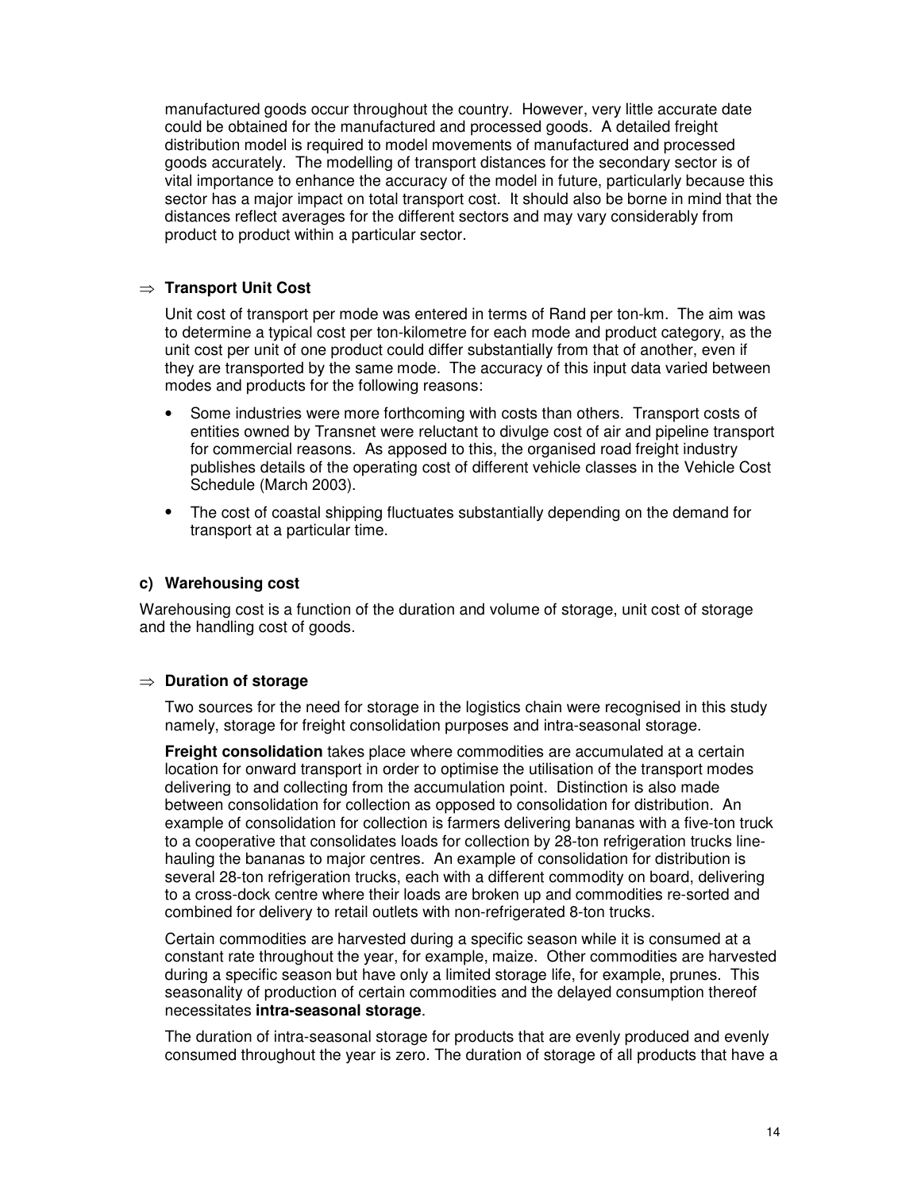manufactured goods occur throughout the country. However, very little accurate date could be obtained for the manufactured and processed goods. A detailed freight distribution model is required to model movements of manufactured and processed goods accurately. The modelling of transport distances for the secondary sector is of vital importance to enhance the accuracy of the model in future, particularly because this sector has a major impact on total transport cost. It should also be borne in mind that the distances reflect averages for the different sectors and may vary considerably from product to product within a particular sector.

⇒ **Transport Unit Cost**

Unit cost of transport per mode was entered in terms of Rand per ton-km. The aim was to determine a typical cost per ton-kilometre for each mode and product category, as the unit cost per unit of one product could differ substantially from that of another, even if they are transported by the same mode. The accuracy of this input data varied between modes and products for the following reasons:

- Some industries were more forthcoming with costs than others. Transport costs of entities owned by Transnet were reluctant to divulge cost of air and pipeline transport for commercial reasons. As apposed to this, the organised road freight industry publishes details of the operating cost of different vehicle classes in the Vehicle Cost Schedule (March 2003).
- The cost of coastal shipping fluctuates substantially depending on the demand for transport at a particular time.

### c) Warehousing cost

Warehousing cost is a function of the duration and volume of storage, unit cost of storage and the handling cost of goods.

⇒ **Duration of storage**

Two sources for the need for storage in the logistics chain were recognised in this study namely, storage for freight consolidation purposes and intra-seasonal storage.

**Freight consolidation** takes place where commodities are accumulated at a certain location for onward transport in order to optimise the utilisation of the transport modes delivering to and collecting from the accumulation point. Distinction is also made between consolidation for collection as opposed to consolidation for distribution. An example of consolidation for collection is farmers delivering bananas with a five-ton truck to a cooperative that consolidates loads for collection by 28-ton refrigeration trucks line-hauling the bananas to major centres. An example of consolidation for distribution is several 28-ton refrigeration trucks, each with a different commodity on board, delivering to a cross-dock centre where their loads are broken up and commodities re-sorted and combined for delivery to retail outlets with non-refrigerated 8-ton trucks.

Certain commodities are harvested during a specific season while it is consumed at a constant rate throughout the year, for example, maize. Other commodities are harvested during a specific season but have only a limited storage life, for example, prunes. This seasonality of production of certain commodities and the delayed consumption thereof necessitates **intra-seasonal storage**.

The duration of intra-seasonal storage for products that are evenly produced and evenly consumed throughout the year is zero. The duration of storage of all products that have a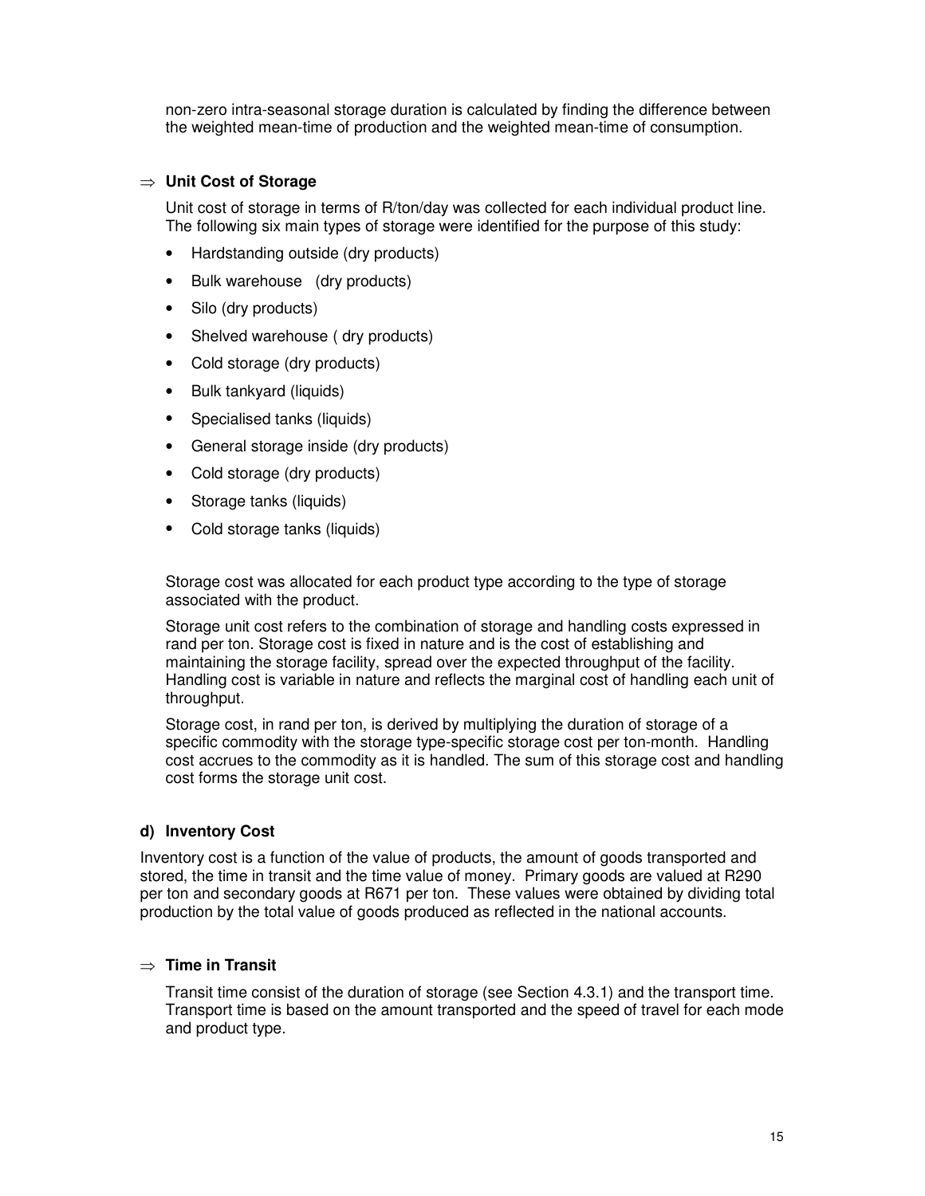non-zero intra-seasonal storage duration is calculated by finding the difference between the weighted mean-time of production and the weighted mean-time of consumption.

⇒ **Unit Cost of Storage**

Unit cost of storage in terms of R/ton/day was collected for each individual product line. The following six main types of storage were identified for the purpose of this study:

- Hardstanding outside (dry products)
- Bulk warehouse (dry products)
- Silo (dry products)
- Shelved warehouse ( dry products)
- Cold storage (dry products)
- Bulk tankyard (liquids)
- Specialised tanks (liquids)
- General storage inside (dry products)
- Cold storage (dry products)
- Storage tanks (liquids)
- Cold storage tanks (liquids)

Storage cost was allocated for each product type according to the type of storage associated with the product.

Storage unit cost refers to the combination of storage and handling costs expressed in rand per ton. Storage cost is fixed in nature and is the cost of establishing and maintaining the storage facility, spread over the expected throughput of the facility. Handling cost is variable in nature and reflects the marginal cost of handling each unit of throughput.

Storage cost, in rand per ton, is derived by multiplying the duration of storage of a specific commodity with the storage type-specific storage cost per ton-month. Handling cost accrues to the commodity as it is handled. The sum of this storage cost and handling cost forms the storage unit cost.

**d) Inventory Cost**

Inventory cost is a function of the value of products, the amount of goods transported and stored, the time in transit and the time value of money. Primary goods are valued at R290 per ton and secondary goods at R671 per ton. These values were obtained by dividing total production by the total value of goods produced as reflected in the national accounts.

⇒ **Time in Transit**

Transit time consist of the duration of storage (see Section 4.3.1) and the transport time. Transport time is based on the amount transported and the speed of travel for each mode and product type.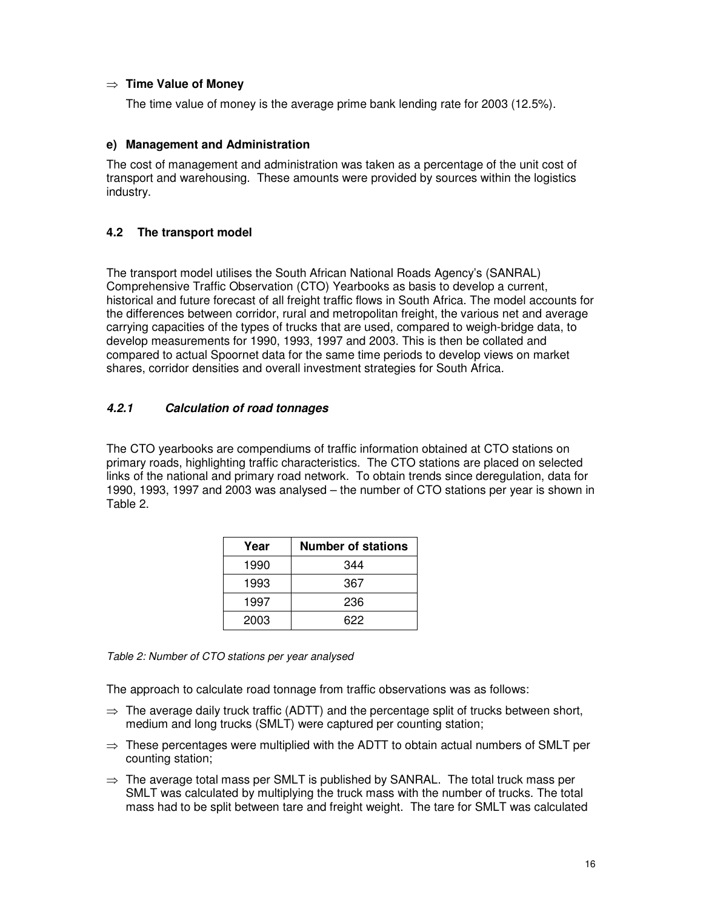⇒ **Time Value of Money**

The time value of money is the average prime bank lending rate for 2003 (12.5%).

#### e) Management and Administration

The cost of management and administration was taken as a percentage of the unit cost of transport and warehousing. These amounts were provided by sources within the logistics industry.

## 4.2 The transport model

The transport model utilises the South African National Roads Agency's (SANRAL) Comprehensive Traffic Observation (CTO) Yearbooks as basis to develop a current, historical and future forecast of all freight traffic flows in South Africa. The model accounts for the differences between corridor, rural and metropolitan freight, the various net and average carrying capacities of the types of trucks that are used, compared to weigh-bridge data, to develop measurements for 1990, 1993, 1997 and 2003. This is then be collated and compared to actual Spoornet data for the same time periods to develop views on market shares, corridor densities and overall investment strategies for South Africa.

### *4.2.1 Calculation of road tonnages*

The CTO yearbooks are compendiums of traffic information obtained at CTO stations on primary roads, highlighting traffic characteristics. The CTO stations are placed on selected links of the national and primary road network. To obtain trends since deregulation, data for 1990, 1993, 1997 and 2003 was analysed – the number of CTO stations per year is shown in Table 2.

| Year | Number of stations |
|---|---|
| 1990 | 344 |
| 1993 | 367 |
| 1997 | 236 |
| 2003 | 622 |

*Table 2: Number of CTO stations per year analysed*

The approach to calculate road tonnage from traffic observations was as follows:

- ⇒ The average daily truck traffic (ADTT) and the percentage split of trucks between short, medium and long trucks (SMLT) were captured per counting station;
- ⇒ These percentages were multiplied with the ADTT to obtain actual numbers of SMLT per counting station;
- ⇒ The average total mass per SMLT is published by SANRAL. The total truck mass per SMLT was calculated by multiplying the truck mass with the number of trucks. The total mass had to be split between tare and freight weight. The tare for SMLT was calculated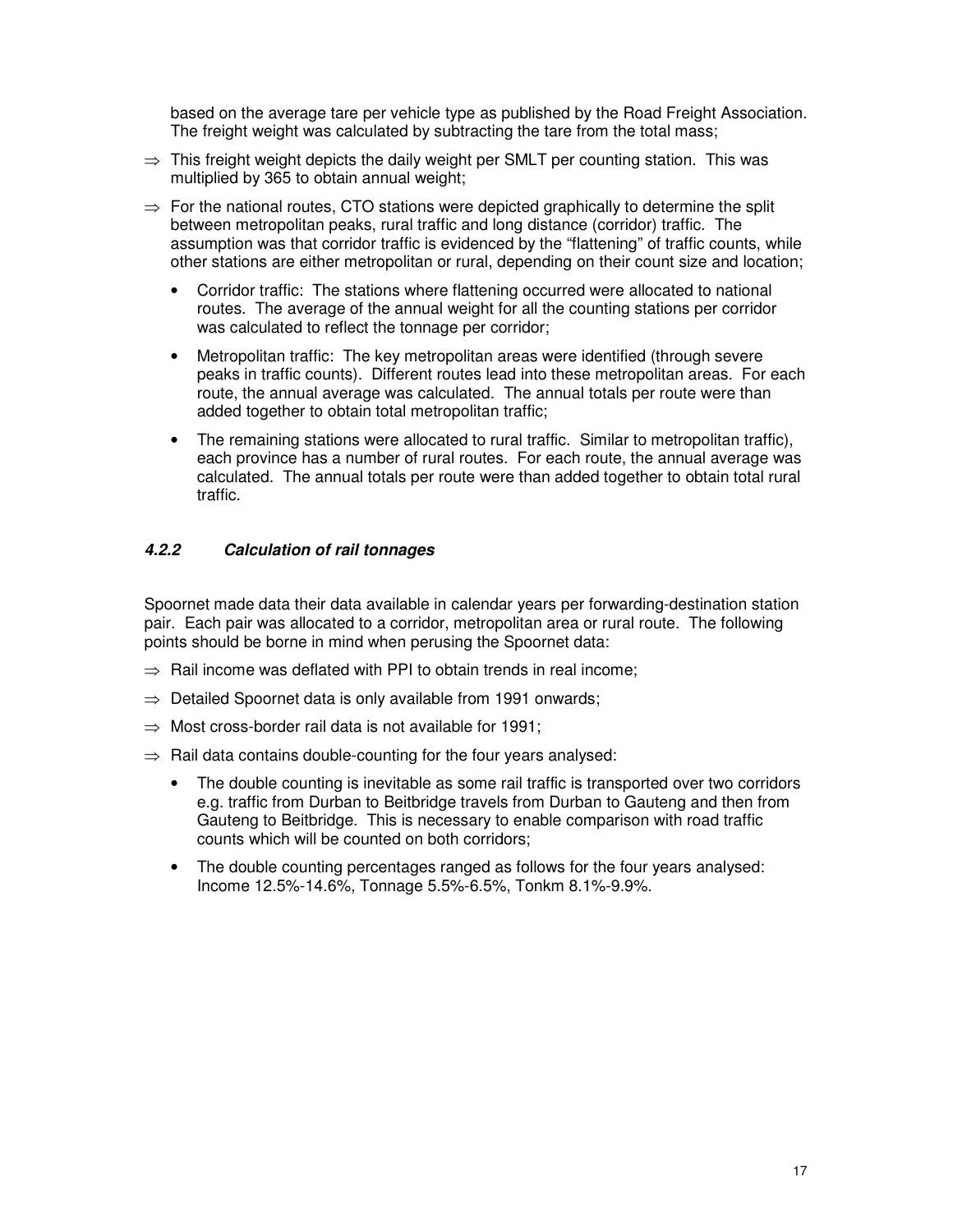based on the average tare per vehicle type as published by the Road Freight Association. The freight weight was calculated by subtracting the tare from the total mass;

⇒ This freight weight depicts the daily weight per SMLT per counting station. This was multiplied by 365 to obtain annual weight;

⇒ For the national routes, CTO stations were depicted graphically to determine the split between metropolitan peaks, rural traffic and long distance (corridor) traffic. The assumption was that corridor traffic is evidenced by the "flattening" of traffic counts, while other stations are either metropolitan or rural, depending on their count size and location;

- Corridor traffic: The stations where flattening occurred were allocated to national routes. The average of the annual weight for all the counting stations per corridor was calculated to reflect the tonnage per corridor;
- Metropolitan traffic: The key metropolitan areas were identified (through severe peaks in traffic counts). Different routes lead into these metropolitan areas. For each route, the annual average was calculated. The annual totals per route were than added together to obtain total metropolitan traffic;
- The remaining stations were allocated to rural traffic. Similar to metropolitan traffic), each province has a number of rural routes. For each route, the annual average was calculated. The annual totals per route were than added together to obtain total rural traffic.

#### *4.2.2 Calculation of rail tonnages*

Spoornet made data their data available in calendar years per forwarding-destination station pair. Each pair was allocated to a corridor, metropolitan area or rural route. The following points should be borne in mind when perusing the Spoornet data:

⇒ Rail income was deflated with PPI to obtain trends in real income;

⇒ Detailed Spoornet data is only available from 1991 onwards;

⇒ Most cross-border rail data is not available for 1991;

⇒ Rail data contains double-counting for the four years analysed:

- The double counting is inevitable as some rail traffic is transported over two corridors e.g. traffic from Durban to Beitbridge travels from Durban to Gauteng and then from Gauteng to Beitbridge. This is necessary to enable comparison with road traffic counts which will be counted on both corridors;
- The double counting percentages ranged as follows for the four years analysed: Income 12.5%-14.6%, Tonnage 5.5%-6.5%, Tonkm 8.1%-9.9%.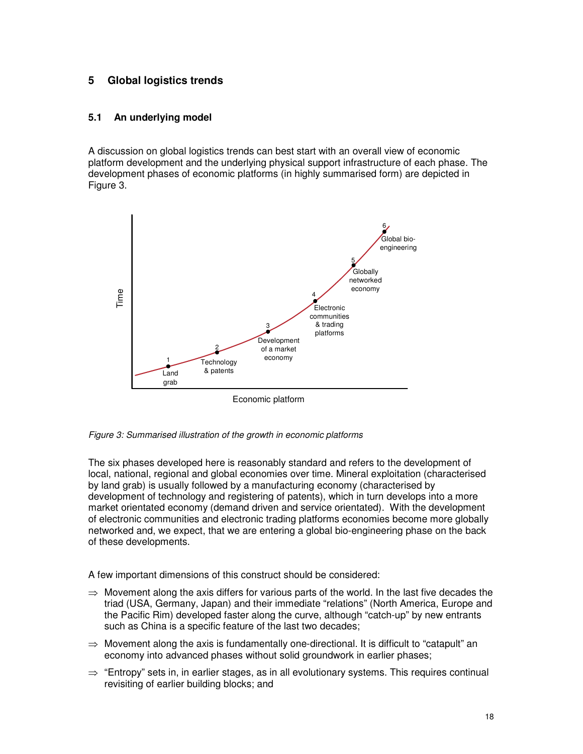## 5 Global logistics trends

### 5.1 An underlying model

A discussion on global logistics trends can best start with an overall view of economic platform development and the underlying physical support infrastructure of each phase. The development phases of economic platforms (in highly summarised form) are depicted in Figure 3.

*Figure 3: Summarised illustration of the growth in economic platforms*

The six phases developed here is reasonably standard and refers to the development of local, national, regional and global economies over time. Mineral exploitation (characterised by land grab) is usually followed by a manufacturing economy (characterised by development of technology and registering of patents), which in turn develops into a more market orientated economy (demand driven and service orientated). With the development of electronic communities and electronic trading platforms economies become more globally networked and, we expect, that we are entering a global bio-engineering phase on the back of these developments.

A few important dimensions of this construct should be considered:

⇒ Movement along the axis differs for various parts of the world. In the last five decades the triad (USA, Germany, Japan) and their immediate "relations" (North America, Europe and the Pacific Rim) developed faster along the curve, although "catch-up" by new entrants such as China is a specific feature of the last two decades;

⇒ Movement along the axis is fundamentally one-directional. It is difficult to "catapult" an economy into advanced phases without solid groundwork in earlier phases;

⇒ "Entropy" sets in, in earlier stages, as in all evolutionary systems. This requires continual revisiting of earlier building blocks; and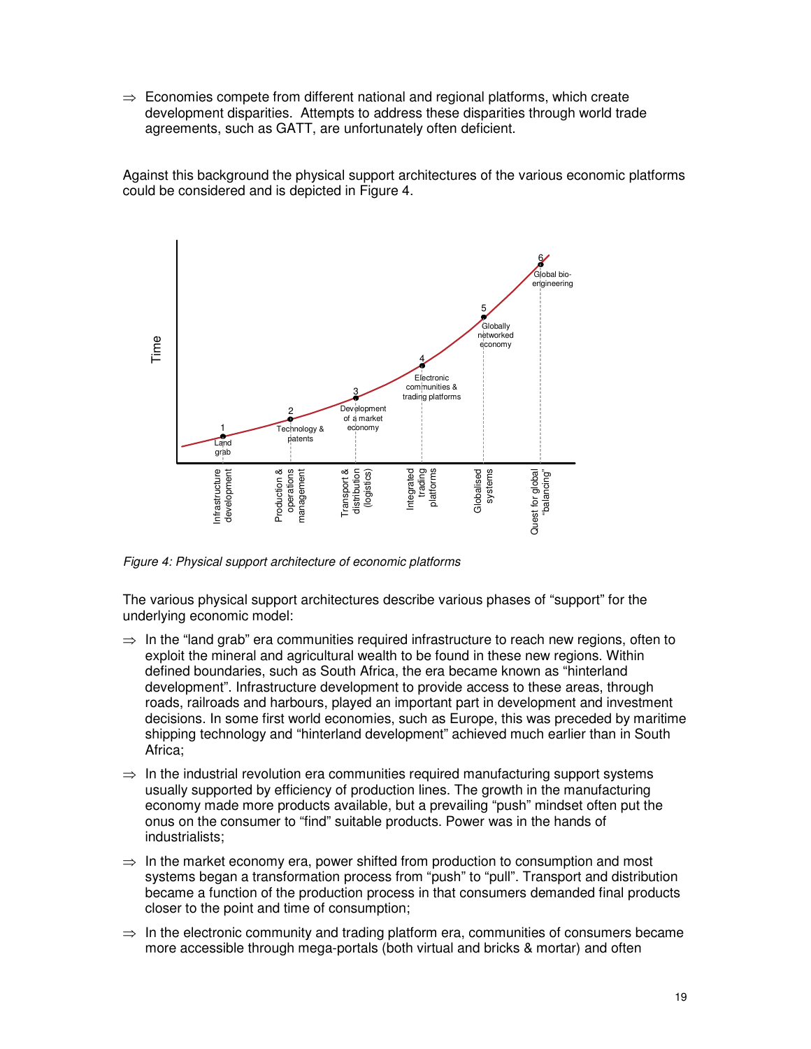⇒ Economies compete from different national and regional platforms, which create development disparities. Attempts to address these disparities through world trade agreements, such as GATT, are unfortunately often deficient.

Against this background the physical support architectures of the various economic platforms could be considered and is depicted in Figure 4.

*Figure 4: Physical support architecture of economic platforms*

The various physical support architectures describe various phases of “support” for the underlying economic model:

⇒ In the “land grab” era communities required infrastructure to reach new regions, often to exploit the mineral and agricultural wealth to be found in these new regions. Within defined boundaries, such as South Africa, the era became known as “hinterland development”. Infrastructure development to provide access to these areas, through roads, railroads and harbours, played an important part in development and investment decisions. In some first world economies, such as Europe, this was preceded by maritime shipping technology and “hinterland development” achieved much earlier than in South Africa;

⇒ In the industrial revolution era communities required manufacturing support systems usually supported by efficiency of production lines. The growth in the manufacturing economy made more products available, but a prevailing “push” mindset often put the onus on the consumer to “find” suitable products. Power was in the hands of industrialists;

⇒ In the market economy era, power shifted from production to consumption and most systems began a transformation process from “push” to “pull”. Transport and distribution became a function of the production process in that consumers demanded final products closer to the point and time of consumption;

⇒ In the electronic community and trading platform era, communities of consumers became more accessible through mega-portals (both virtual and bricks & mortar) and often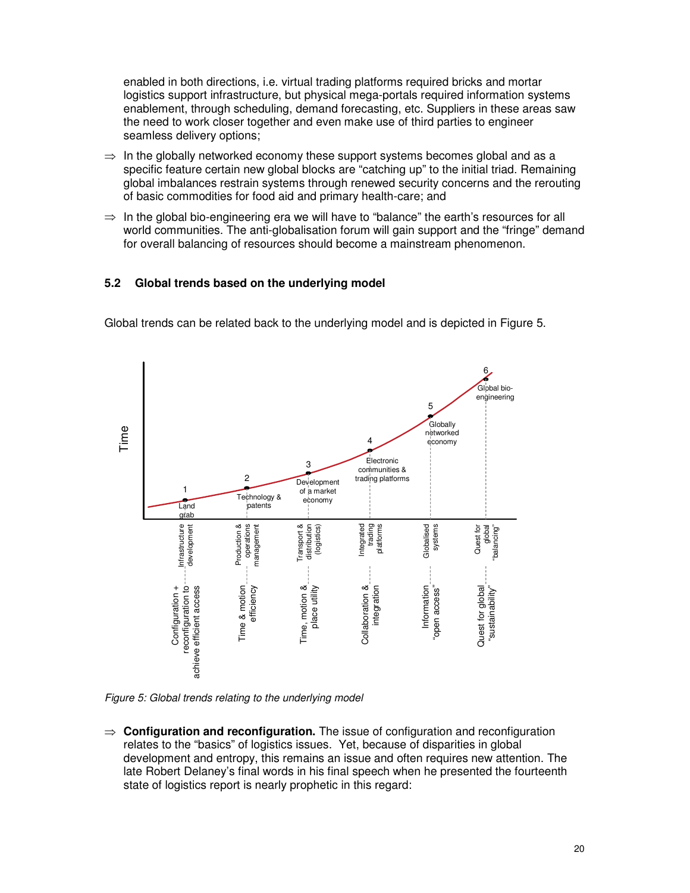enabled in both directions, i.e. virtual trading platforms required bricks and mortar logistics support infrastructure, but physical mega-portals required information systems enablement, through scheduling, demand forecasting, etc. Suppliers in these areas saw the need to work closer together and even make use of third parties to engineer seamless delivery options;

⇒ In the globally networked economy these support systems becomes global and as a specific feature certain new global blocks are "catching up" to the initial triad. Remaining global imbalances restrain systems through renewed security concerns and the rerouting of basic commodities for food aid and primary health-care; and

⇒ In the global bio-engineering era we will have to "balance" the earth's resources for all world communities. The anti-globalisation forum will gain support and the "fringe" demand for overall balancing of resources should become a mainstream phenomenon.

### 5.2 Global trends based on the underlying model

Global trends can be related back to the underlying model and is depicted in Figure 5.

*Figure 5: Global trends relating to the underlying model*

⇒ **Configuration and reconfiguration.** The issue of configuration and reconfiguration relates to the "basics" of logistics issues. Yet, because of disparities in global development and entropy, this remains an issue and often requires new attention. The late Robert Delaney's final words in his final speech when he presented the fourteenth state of logistics report is nearly prophetic in this regard: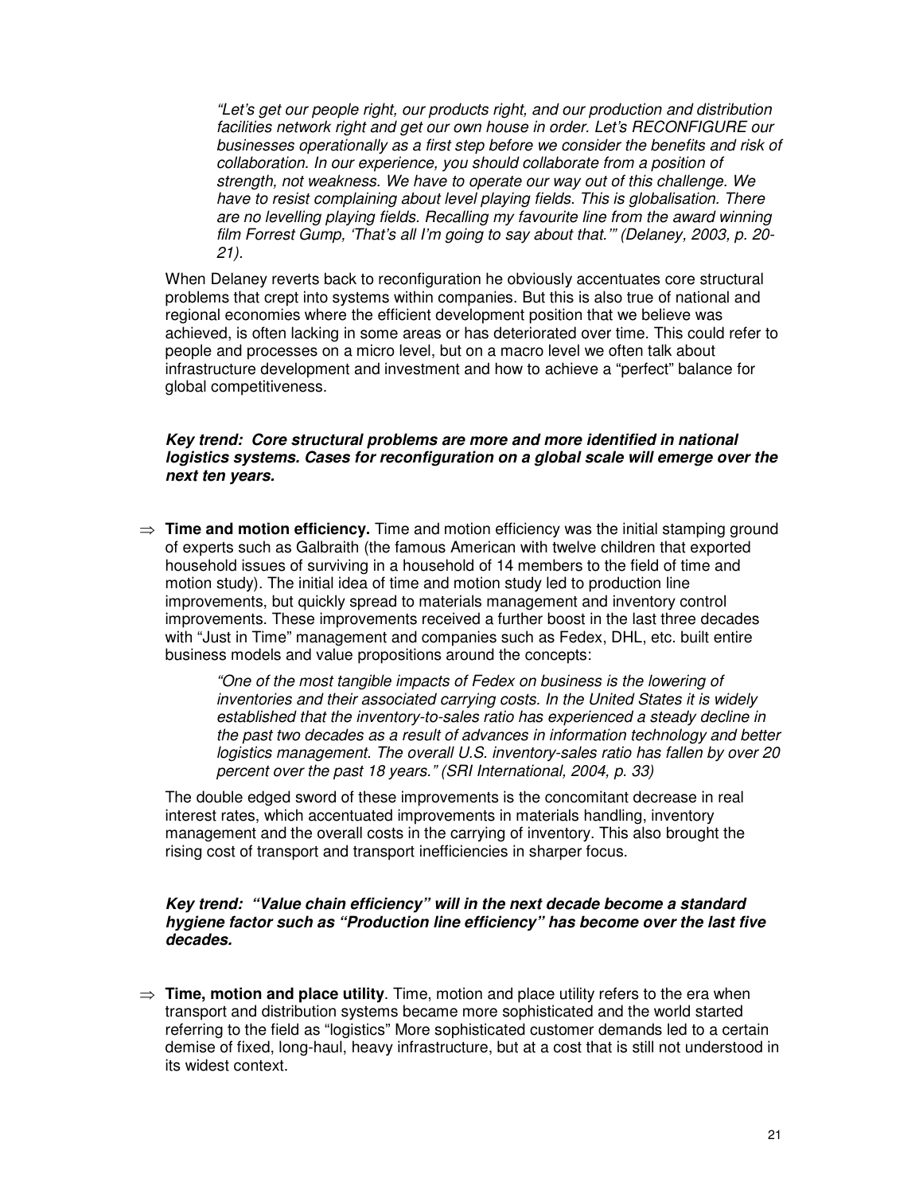> *"Let's get our people right, our products right, and our production and distribution facilities network right and get our own house in order. Let's RECONFIGURE our businesses operationally as a first step before we consider the benefits and risk of collaboration. In our experience, you should collaborate from a position of strength, not weakness. We have to operate our way out of this challenge. We have to resist complaining about level playing fields. This is globalisation. There are no levelling playing fields. Recalling my favourite line from the award winning film Forrest Gump, 'That's all I'm going to say about that.'" (Delaney, 2003, p. 20-21).*

When Delaney reverts back to reconfiguration he obviously accentuates core structural problems that crept into systems within companies. But this is also true of national and regional economies where the efficient development position that we believe was achieved, is often lacking in some areas or has deteriorated over time. This could refer to people and processes on a micro level, but on a macro level we often talk about infrastructure development and investment and how to achieve a "perfect" balance for global competitiveness.

***Key trend: Core structural problems are more and more identified in national logistics systems. Cases for reconfiguration on a global scale will emerge over the next ten years.***

⇒ **Time and motion efficiency.** Time and motion efficiency was the initial stamping ground of experts such as Galbraith (the famous American with twelve children that exported household issues of surviving in a household of 14 members to the field of time and motion study). The initial idea of time and motion study led to production line improvements, but quickly spread to materials management and inventory control improvements. These improvements received a further boost in the last three decades with "Just in Time" management and companies such as Fedex, DHL, etc. built entire business models and value propositions around the concepts:

> *"One of the most tangible impacts of Fedex on business is the lowering of inventories and their associated carrying costs. In the United States it is widely established that the inventory-to-sales ratio has experienced a steady decline in the past two decades as a result of advances in information technology and better logistics management. The overall U.S. inventory-sales ratio has fallen by over 20 percent over the past 18 years." (SRI International, 2004, p. 33)*

The double edged sword of these improvements is the concomitant decrease in real interest rates, which accentuated improvements in materials handling, inventory management and the overall costs in the carrying of inventory. This also brought the rising cost of transport and transport inefficiencies in sharper focus.

***Key trend: "Value chain efficiency" will in the next decade become a standard hygiene factor such as "Production line efficiency" has become over the last five decades.***

⇒ **Time, motion and place utility**. Time, motion and place utility refers to the era when transport and distribution systems became more sophisticated and the world started referring to the field as "logistics" More sophisticated customer demands led to a certain demise of fixed, long-haul, heavy infrastructure, but at a cost that is still not understood in its widest context.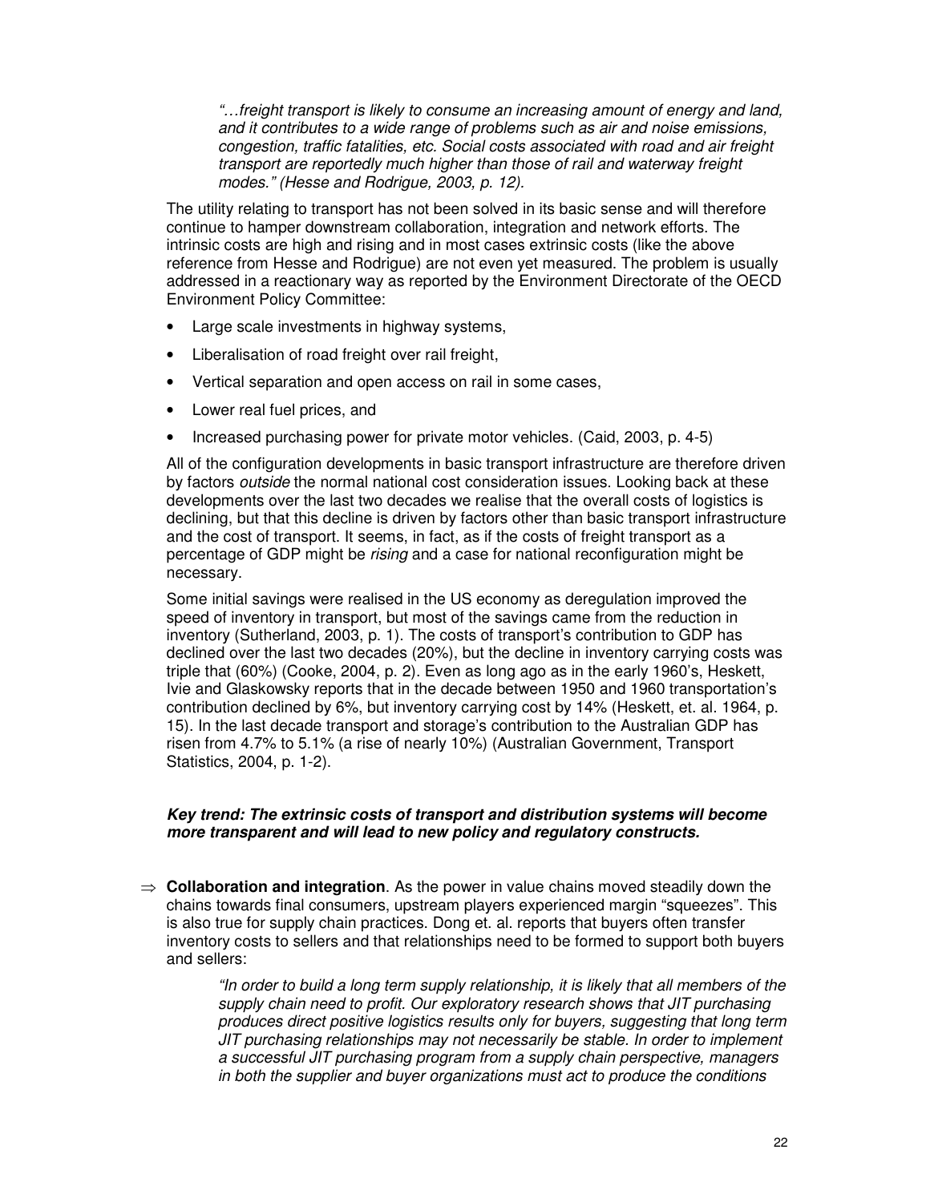> *"…freight transport is likely to consume an increasing amount of energy and land, and it contributes to a wide range of problems such as air and noise emissions, congestion, traffic fatalities, etc. Social costs associated with road and air freight transport are reportedly much higher than those of rail and waterway freight modes." (Hesse and Rodrigue, 2003, p. 12).*

The utility relating to transport has not been solved in its basic sense and will therefore continue to hamper downstream collaboration, integration and network efforts. The intrinsic costs are high and rising and in most cases extrinsic costs (like the above reference from Hesse and Rodrigue) are not even yet measured. The problem is usually addressed in a reactionary way as reported by the Environment Directorate of the OECD Environment Policy Committee:

- Large scale investments in highway systems,
- Liberalisation of road freight over rail freight,
- Vertical separation and open access on rail in some cases,
- Lower real fuel prices, and
- Increased purchasing power for private motor vehicles. (Caid, 2003, p. 4-5)

All of the configuration developments in basic transport infrastructure are therefore driven by factors *outside* the normal national cost consideration issues. Looking back at these developments over the last two decades we realise that the overall costs of logistics is declining, but that this decline is driven by factors other than basic transport infrastructure and the cost of transport. It seems, in fact, as if the costs of freight transport as a percentage of GDP might be *rising* and a case for national reconfiguration might be necessary.

Some initial savings were realised in the US economy as deregulation improved the speed of inventory in transport, but most of the savings came from the reduction in inventory (Sutherland, 2003, p. 1). The costs of transport's contribution to GDP has declined over the last two decades (20%), but the decline in inventory carrying costs was triple that (60%) (Cooke, 2004, p. 2). Even as long ago as in the early 1960's, Heskett, Ivie and Glaskowsky reports that in the decade between 1950 and 1960 transportation's contribution declined by 6%, but inventory carrying cost by 14% (Heskett, et. al. 1964, p. 15). In the last decade transport and storage's contribution to the Australian GDP has risen from 4.7% to 5.1% (a rise of nearly 10%) (Australian Government, Transport Statistics, 2004, p. 1-2).

***Key trend: The extrinsic costs of transport and distribution systems will become more transparent and will lead to new policy and regulatory constructs.***

⇒ **Collaboration and integration**. As the power in value chains moved steadily down the chains towards final consumers, upstream players experienced margin "squeezes". This is also true for supply chain practices. Dong et. al. reports that buyers often transfer inventory costs to sellers and that relationships need to be formed to support both buyers and sellers:

> *"In order to build a long term supply relationship, it is likely that all members of the supply chain need to profit. Our exploratory research shows that JIT purchasing produces direct positive logistics results only for buyers, suggesting that long term JIT purchasing relationships may not necessarily be stable. In order to implement a successful JIT purchasing program from a supply chain perspective, managers in both the supplier and buyer organizations must act to produce the conditions*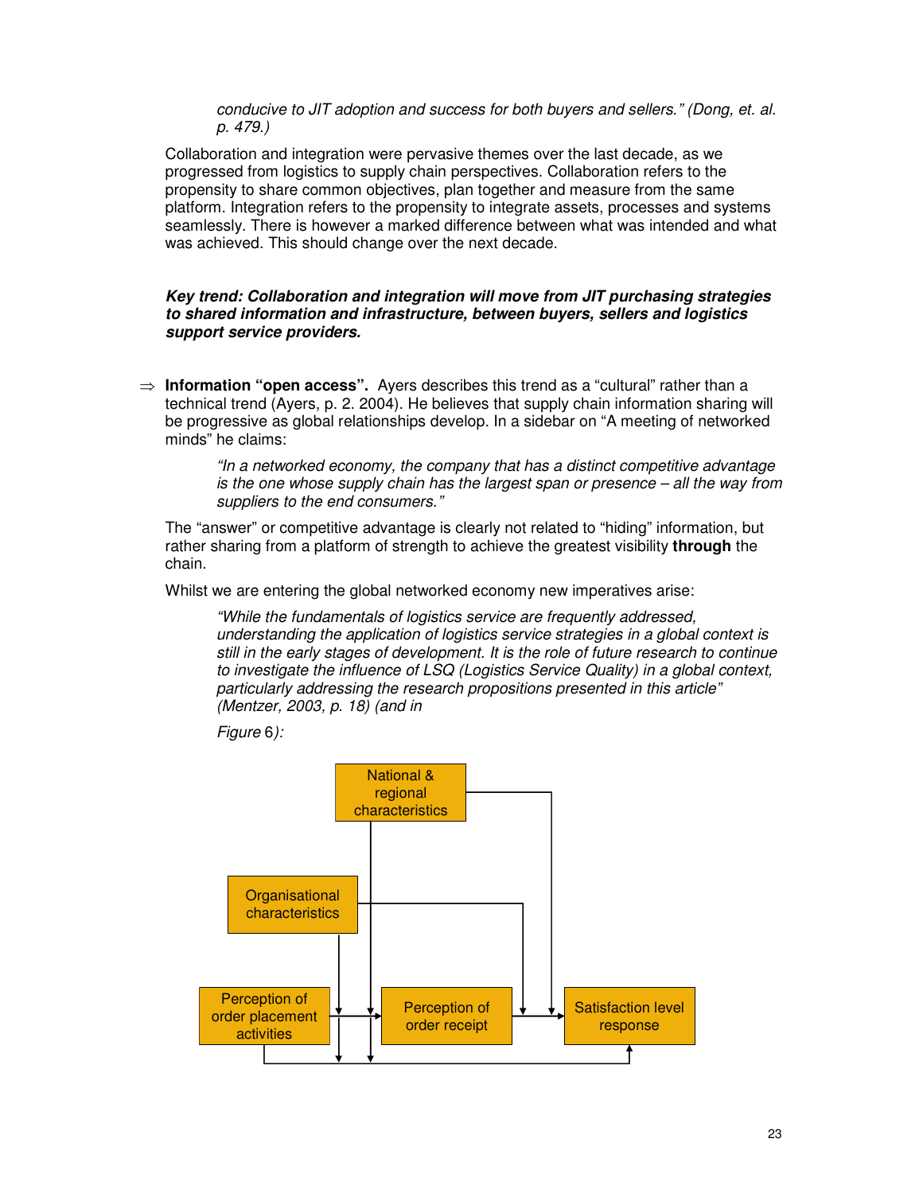*conducive to JIT adoption and success for both buyers and sellers." (Dong, et. al. p. 479.)*

Collaboration and integration were pervasive themes over the last decade, as we progressed from logistics to supply chain perspectives. Collaboration refers to the propensity to share common objectives, plan together and measure from the same platform. Integration refers to the propensity to integrate assets, processes and systems seamlessly. There is however a marked difference between what was intended and what was achieved. This should change over the next decade.

***Key trend: Collaboration and integration will move from JIT purchasing strategies to shared information and infrastructure, between buyers, sellers and logistics support service providers.***

⇒ **Information "open access".** Ayers describes this trend as a "cultural" rather than a technical trend (Ayers, p. 2. 2004). He believes that supply chain information sharing will be progressive as global relationships develop. In a sidebar on "A meeting of networked minds" he claims:

> *"In a networked economy, the company that has a distinct competitive advantage is the one whose supply chain has the largest span or presence – all the way from suppliers to the end consumers."*

The "answer" or competitive advantage is clearly not related to "hiding" information, but rather sharing from a platform of strength to achieve the greatest visibility **through** the chain.

Whilst we are entering the global networked economy new imperatives arise:

> *"While the fundamentals of logistics service are frequently addressed, understanding the application of logistics service strategies in a global context is still in the early stages of development. It is the role of future research to continue to investigate the influence of LSQ (Logistics Service Quality) in a global context, particularly addressing the research propositions presented in this article" (Mentzer, 2003, p. 18) (and in*
>
> *Figure* 6*):*

National & regional characteristics

Organisational characteristics

Perception of order placement activities

Perception of order receipt

Satisfaction level response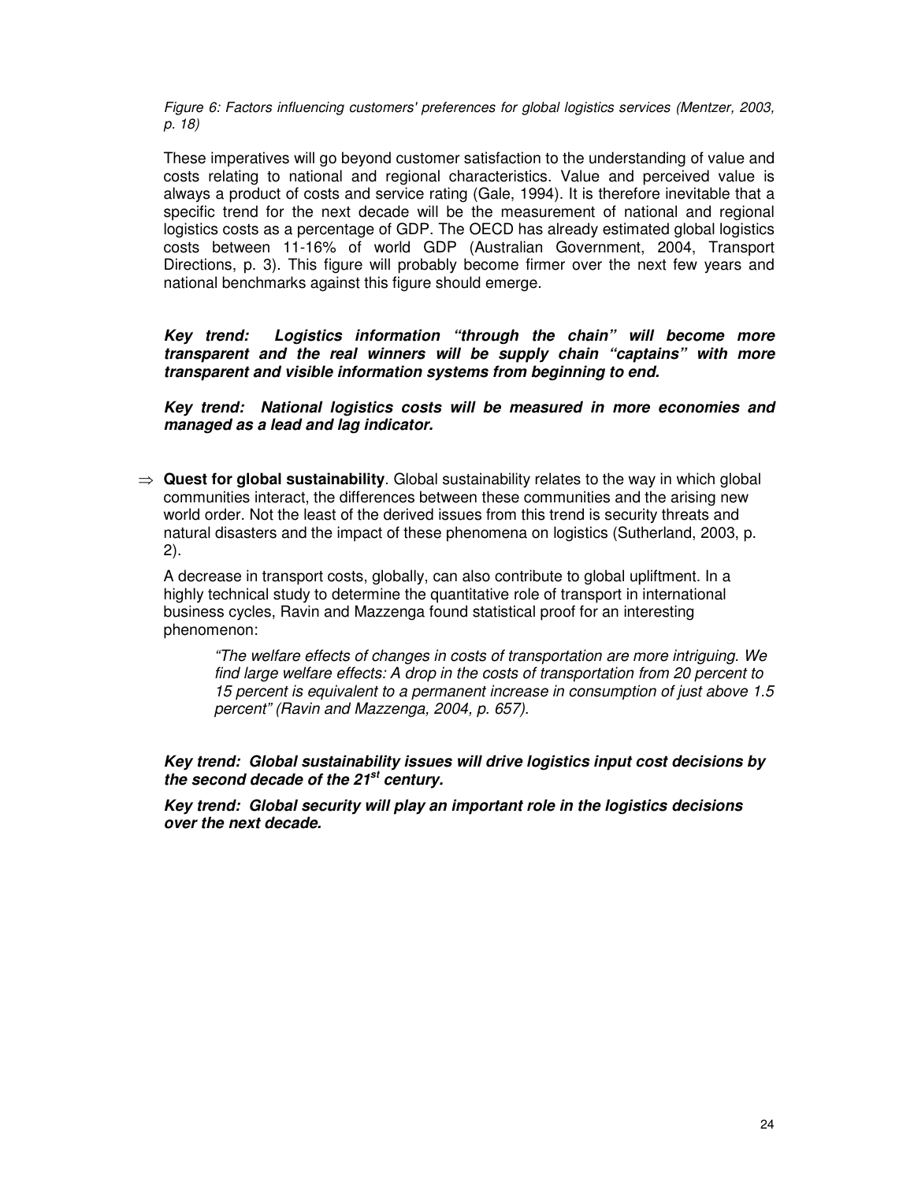*Figure 6: Factors influencing customers' preferences for global logistics services (Mentzer, 2003, p. 18)*

These imperatives will go beyond customer satisfaction to the understanding of value and costs relating to national and regional characteristics. Value and perceived value is always a product of costs and service rating (Gale, 1994). It is therefore inevitable that a specific trend for the next decade will be the measurement of national and regional logistics costs as a percentage of GDP. The OECD has already estimated global logistics costs between 11-16% of world GDP (Australian Government, 2004, Transport Directions, p. 3). This figure will probably become firmer over the next few years and national benchmarks against this figure should emerge.

***Key trend: Logistics information "through the chain" will become more transparent and the real winners will be supply chain "captains" with more transparent and visible information systems from beginning to end.***

***Key trend: National logistics costs will be measured in more economies and managed as a lead and lag indicator.***

⇒ **Quest for global sustainability**. Global sustainability relates to the way in which global communities interact, the differences between these communities and the arising new world order. Not the least of the derived issues from this trend is security threats and natural disasters and the impact of these phenomena on logistics (Sutherland, 2003, p. 2).

A decrease in transport costs, globally, can also contribute to global upliftment. In a highly technical study to determine the quantitative role of transport in international business cycles, Ravin and Mazzenga found statistical proof for an interesting phenomenon:

> *"The welfare effects of changes in costs of transportation are more intriguing. We find large welfare effects: A drop in the costs of transportation from 20 percent to 15 percent is equivalent to a permanent increase in consumption of just above 1.5 percent" (Ravin and Mazzenga, 2004, p. 657).*

***Key trend: Global sustainability issues will drive logistics input cost decisions by the second decade of the 21st century.***

***Key trend: Global security will play an important role in the logistics decisions over the next decade.***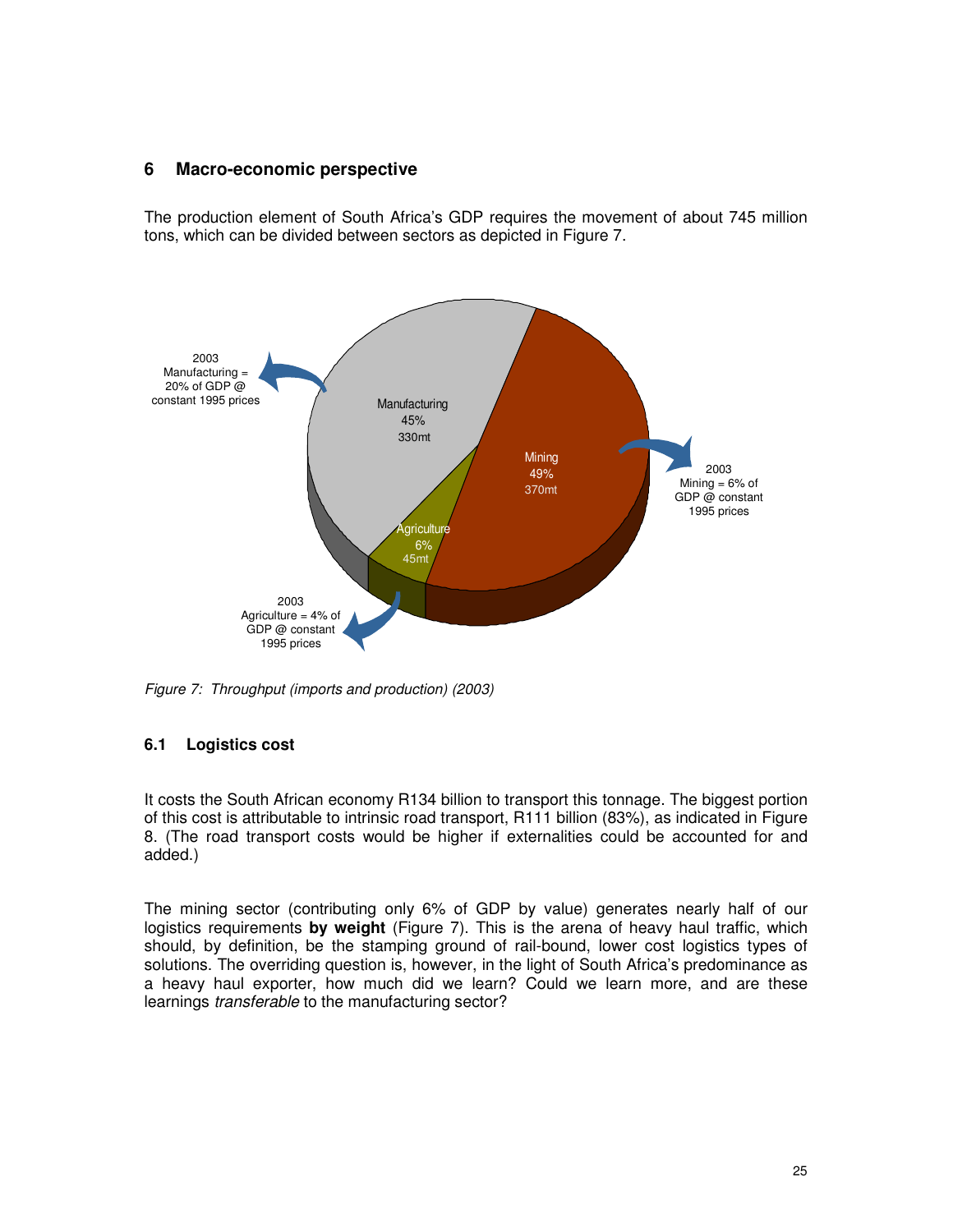## 6 Macro-economic perspective

The production element of South Africa's GDP requires the movement of about 745 million tons, which can be divided between sectors as depicted in Figure 7.

2003 Manufacturing = 20% of GDP @ constant 1995 prices

Manufacturing 45% 330mt

Mining 49% 370mt

Agriculture 6% 45mt

2003 Mining = 6% of GDP @ constant 1995 prices

2003 Agriculture = 4% of GDP @ constant 1995 prices

*Figure 7: Throughput (imports and production) (2003)*

### 6.1 Logistics cost

It costs the South African economy R134 billion to transport this tonnage. The biggest portion of this cost is attributable to intrinsic road transport, R111 billion (83%), as indicated in Figure 8. (The road transport costs would be higher if externalities could be accounted for and added.)

The mining sector (contributing only 6% of GDP by value) generates nearly half of our logistics requirements **by weight** (Figure 7). This is the arena of heavy haul traffic, which should, by definition, be the stamping ground of rail-bound, lower cost logistics types of solutions. The overriding question is, however, in the light of South Africa's predominance as a heavy haul exporter, how much did we learn? Could we learn more, and are these learnings *transferable* to the manufacturing sector?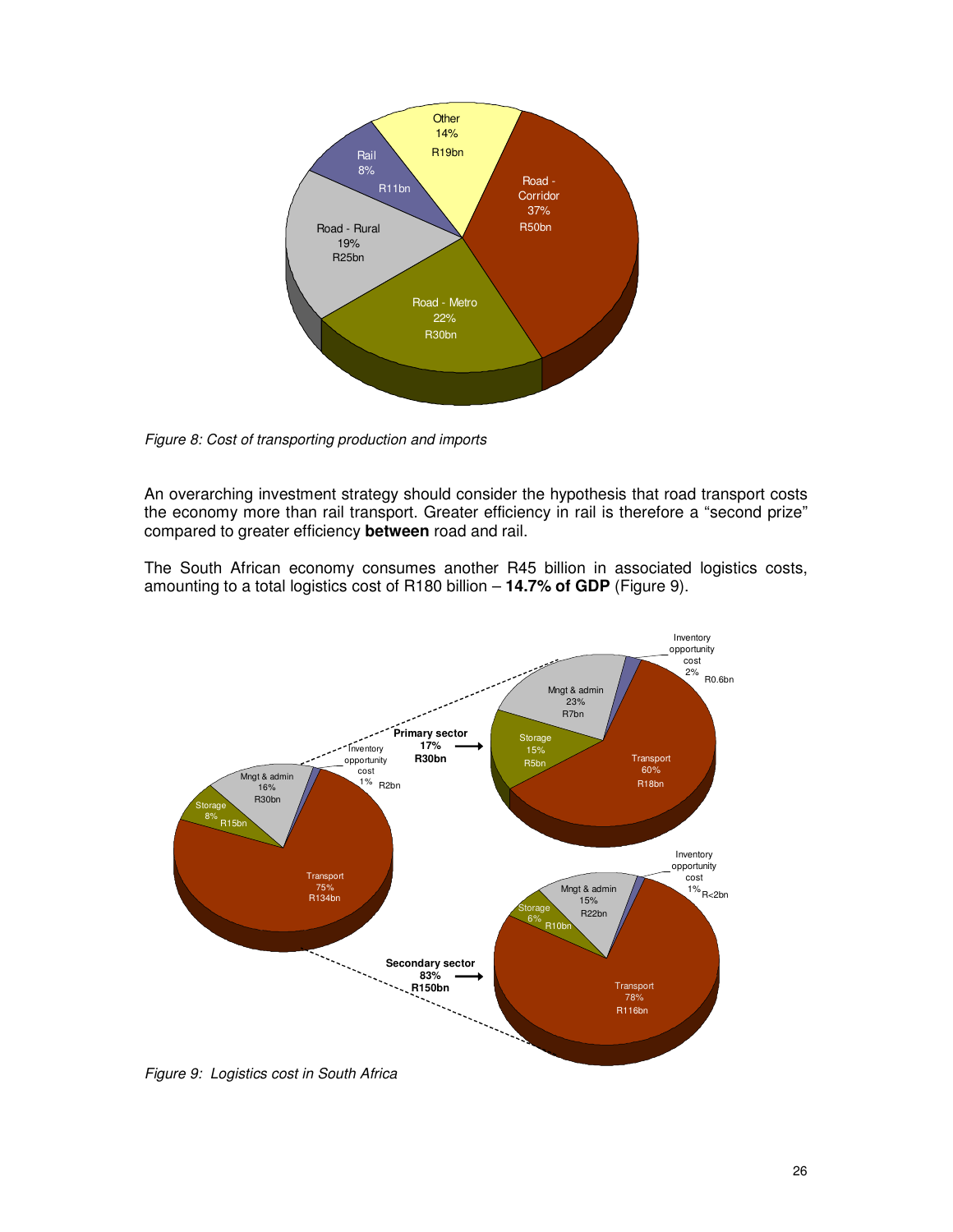*Figure 8: Cost of transporting production and imports*

An overarching investment strategy should consider the hypothesis that road transport costs the economy more than rail transport. Greater efficiency in rail is therefore a "second prize" compared to greater efficiency **between** road and rail.

The South African economy consumes another R45 billion in associated logistics costs, amounting to a total logistics cost of R180 billion – **14.7% of GDP** (Figure 9).

*Figure 9: Logistics cost in South Africa*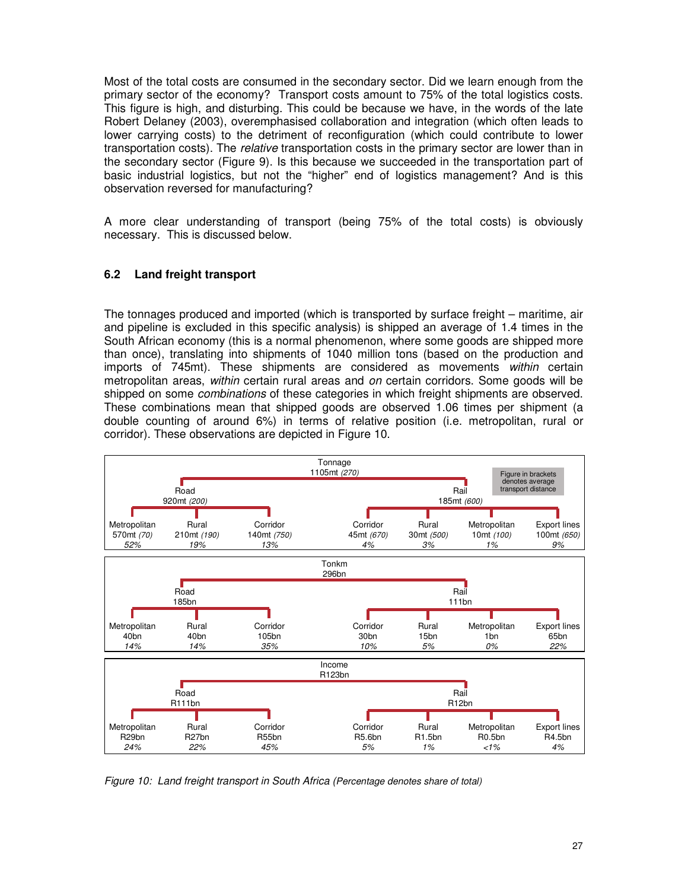Most of the total costs are consumed in the secondary sector. Did we learn enough from the primary sector of the economy? Transport costs amount to 75% of the total logistics costs. This figure is high, and disturbing. This could be because we have, in the words of the late Robert Delaney (2003), overemphasised collaboration and integration (which often leads to lower carrying costs) to the detriment of reconfiguration (which could contribute to lower transportation costs). The *relative* transportation costs in the primary sector are lower than in the secondary sector (Figure 9). Is this because we succeeded in the transportation part of basic industrial logistics, but not the "higher" end of logistics management? And is this observation reversed for manufacturing?

A more clear understanding of transport (being 75% of the total costs) is obviously necessary. This is discussed below.

## 6.2 Land freight transport

The tonnages produced and imported (which is transported by surface freight – maritime, air and pipeline is excluded in this specific analysis) is shipped an average of 1.4 times in the South African economy (this is a normal phenomenon, where some goods are shipped more than once), translating into shipments of 1040 million tons (based on the production and imports of 745mt). These shipments are considered as movements *within* certain metropolitan areas, *within* certain rural areas and *on* certain corridors. Some goods will be shipped on some *combinations* of these categories in which freight shipments are observed. These combinations mean that shipped goods are observed 1.06 times per shipment (a double counting of around 6%) in terms of relative position (i.e. metropolitan, rural or corridor). These observations are depicted in Figure 10.

Figure in brackets denotes average transport distance

| | Road: Metropolitan | Road: Rural | Road: Corridor | Rail: Corridor | Rail: Rural | Rail: Metropolitan | Rail: Export lines |
|---|---|---|---|---|---|---|---|
| **Tonnage** 1105mt *(270)* — Road 920mt *(200)*; Rail 185mt *(600)* | 570mt *(70)* *52%* | 210mt *(190)* *19%* | 140mt *(750)* *13%* | 45mt *(670)* *4%* | 30mt *(500)* *3%* | 10mt *(100)* *1%* | 100mt *(650)* *9%* |
| **Tonkm** 296bn — Road 185bn; Rail 111bn | 40bn *14%* | 40bn *14%* | 105bn *35%* | 30bn *10%* | 15bn *5%* | 1bn *0%* | 65bn *22%* |
| **Income** R123bn — Road R111bn; Rail R12bn | R29bn *24%* | R27bn *22%* | R55bn *45%* | R5.6bn *5%* | R1.5bn *1%* | R0.5bn *<1%* | R4.5bn *4%* |

*Figure 10: Land freight transport in South Africa (Percentage denotes share of total)*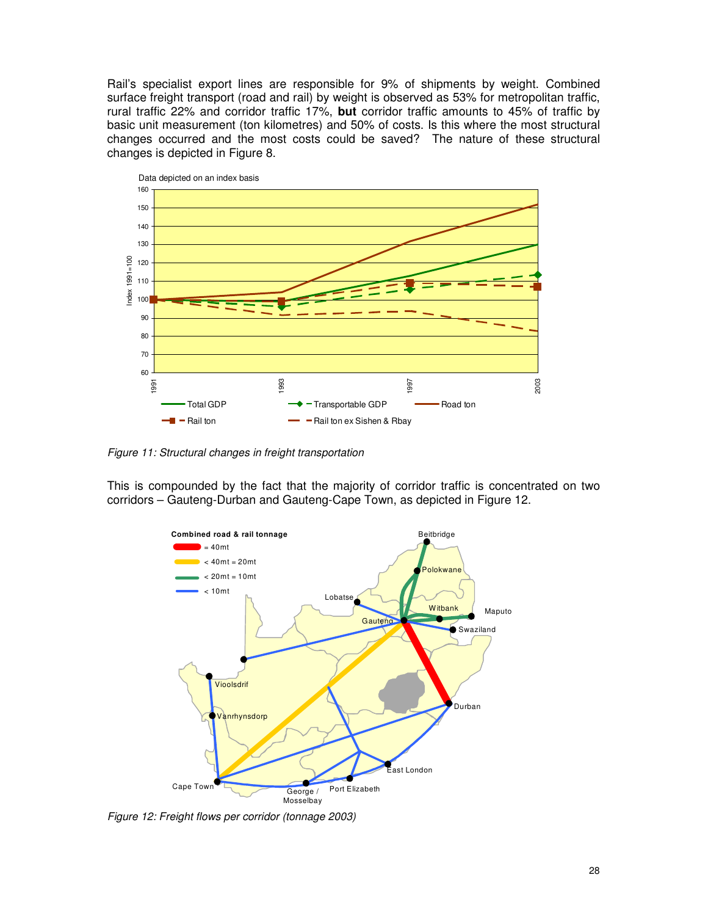Rail's specialist export lines are responsible for 9% of shipments by weight. Combined surface freight transport (road and rail) by weight is observed as 53% for metropolitan traffic, rural traffic 22% and corridor traffic 17%, **but** corridor traffic amounts to 45% of traffic by basic unit measurement (ton kilometres) and 50% of costs. Is this where the most structural changes occurred and the most costs could be saved? The nature of these structural changes is depicted in Figure 8.

*Figure 11: Structural changes in freight transportation*

This is compounded by the fact that the majority of corridor traffic is concentrated on two corridors – Gauteng-Durban and Gauteng-Cape Town, as depicted in Figure 12.

*Figure 12: Freight flows per corridor (tonnage 2003)*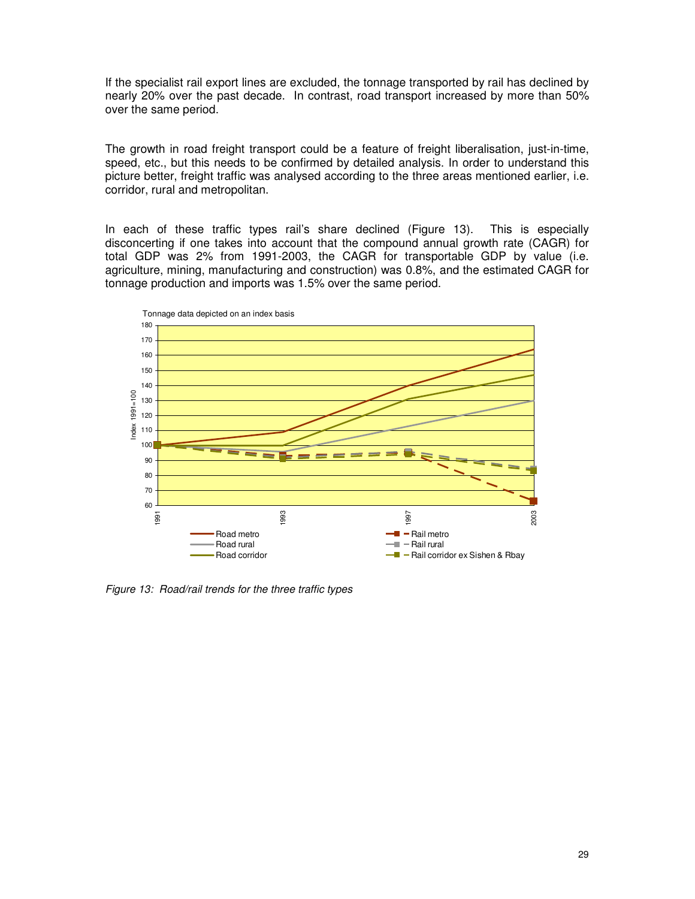If the specialist rail export lines are excluded, the tonnage transported by rail has declined by nearly 20% over the past decade. In contrast, road transport increased by more than 50% over the same period.

The growth in road freight transport could be a feature of freight liberalisation, just-in-time, speed, etc., but this needs to be confirmed by detailed analysis. In order to understand this picture better, freight traffic was analysed according to the three areas mentioned earlier, i.e. corridor, rural and metropolitan.

In each of these traffic types rail's share declined (Figure 13). This is especially disconcerting if one takes into account that the compound annual growth rate (CAGR) for total GDP was 2% from 1991-2003, the CAGR for transportable GDP by value (i.e. agriculture, mining, manufacturing and construction) was 0.8%, and the estimated CAGR for tonnage production and imports was 1.5% over the same period.

*Figure 13: Road/rail trends for the three traffic types*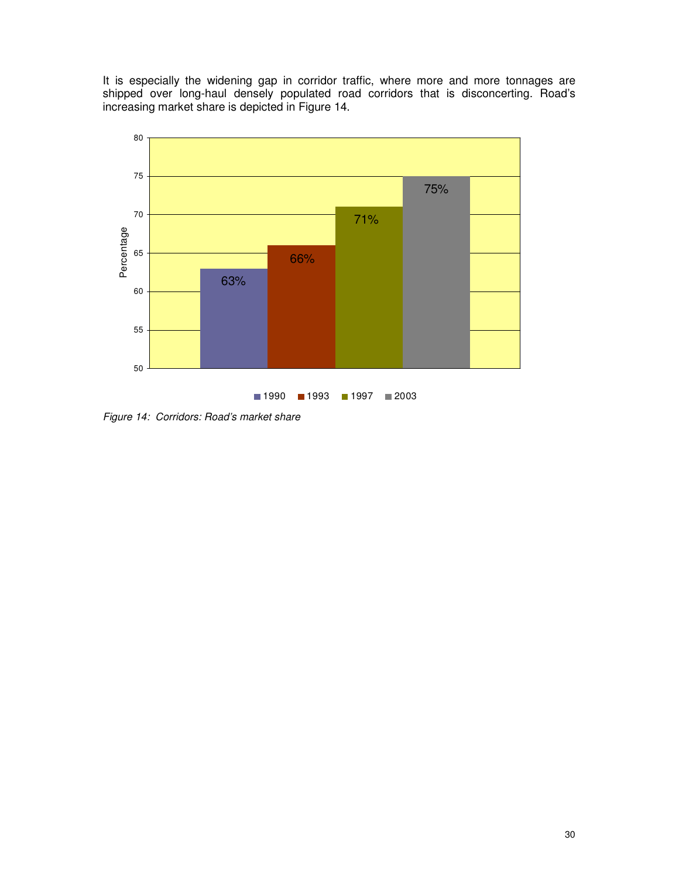It is especially the widening gap in corridor traffic, where more and more tonnages are shipped over long-haul densely populated road corridors that is disconcerting. Road's increasing market share is depicted in Figure 14.

| Year | Percentage |
| --- | --- |
| 1990 | 63% |
| 1993 | 66% |
| 1997 | 71% |
| 2003 | 75% |

*Figure 14: Corridors: Road's market share*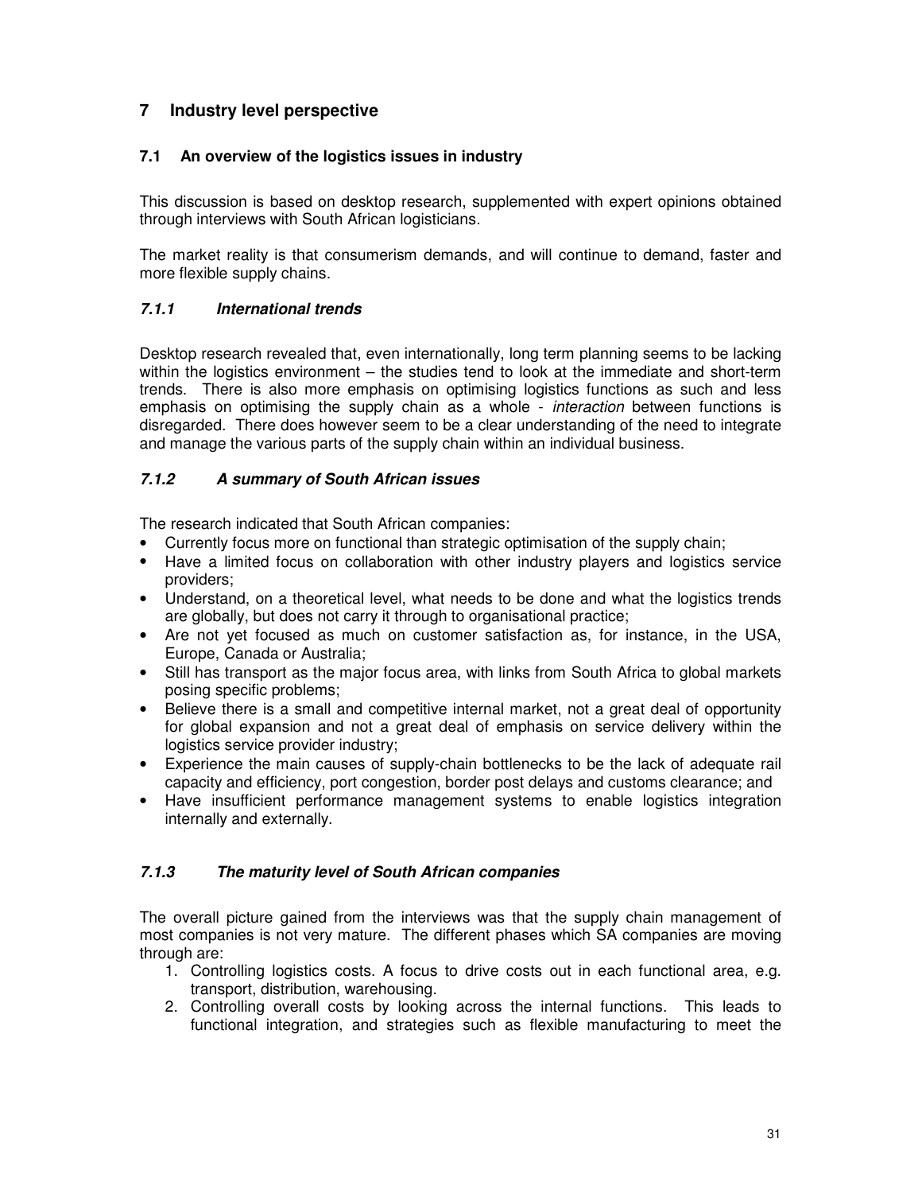# 7 Industry level perspective

## 7.1 An overview of the logistics issues in industry

This discussion is based on desktop research, supplemented with expert opinions obtained through interviews with South African logisticians.

The market reality is that consumerism demands, and will continue to demand, faster and more flexible supply chains.

### *7.1.1 International trends*

Desktop research revealed that, even internationally, long term planning seems to be lacking within the logistics environment – the studies tend to look at the immediate and short-term trends. There is also more emphasis on optimising logistics functions as such and less emphasis on optimising the supply chain as a whole - *interaction* between functions is disregarded. There does however seem to be a clear understanding of the need to integrate and manage the various parts of the supply chain within an individual business.

### *7.1.2 A summary of South African issues*

The research indicated that South African companies:

- Currently focus more on functional than strategic optimisation of the supply chain;
- Have a limited focus on collaboration with other industry players and logistics service providers;
- Understand, on a theoretical level, what needs to be done and what the logistics trends are globally, but does not carry it through to organisational practice;
- Are not yet focused as much on customer satisfaction as, for instance, in the USA, Europe, Canada or Australia;
- Still has transport as the major focus area, with links from South Africa to global markets posing specific problems;
- Believe there is a small and competitive internal market, not a great deal of opportunity for global expansion and not a great deal of emphasis on service delivery within the logistics service provider industry;
- Experience the main causes of supply-chain bottlenecks to be the lack of adequate rail capacity and efficiency, port congestion, border post delays and customs clearance; and
- Have insufficient performance management systems to enable logistics integration internally and externally.

### *7.1.3 The maturity level of South African companies*

The overall picture gained from the interviews was that the supply chain management of most companies is not very mature. The different phases which SA companies are moving through are:

1. Controlling logistics costs. A focus to drive costs out in each functional area, e.g. transport, distribution, warehousing.
2. Controlling overall costs by looking across the internal functions. This leads to functional integration, and strategies such as flexible manufacturing to meet the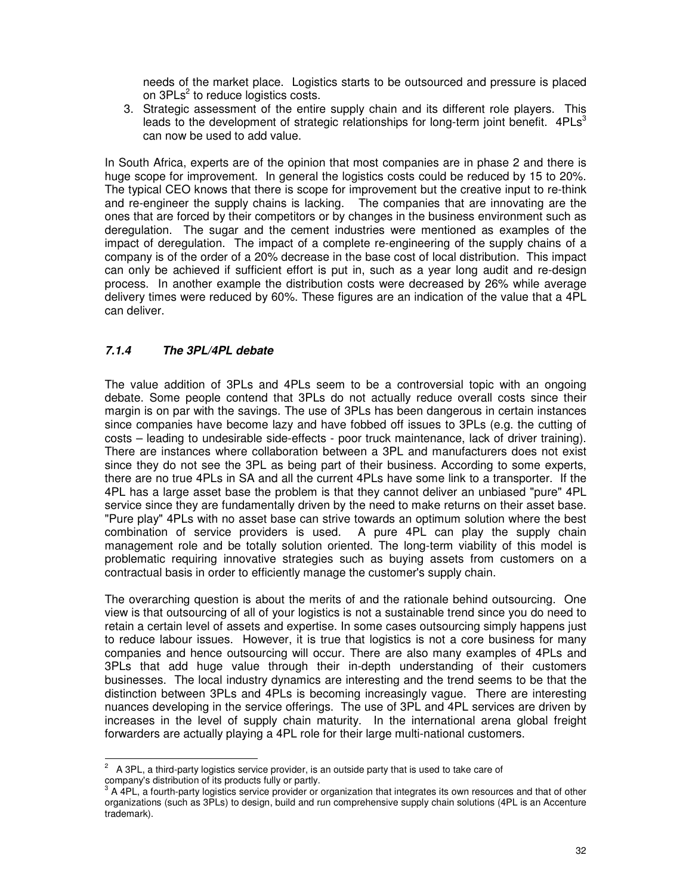needs of the market place. Logistics starts to be outsourced and pressure is placed on 3PLs[2] to reduce logistics costs.

3. Strategic assessment of the entire supply chain and its different role players. This leads to the development of strategic relationships for long-term joint benefit. 4PLs[3] can now be used to add value.

In South Africa, experts are of the opinion that most companies are in phase 2 and there is huge scope for improvement. In general the logistics costs could be reduced by 15 to 20%. The typical CEO knows that there is scope for improvement but the creative input to re-think and re-engineer the supply chains is lacking. The companies that are innovating are the ones that are forced by their competitors or by changes in the business environment such as deregulation. The sugar and the cement industries were mentioned as examples of the impact of deregulation. The impact of a complete re-engineering of the supply chains of a company is of the order of a 20% decrease in the base cost of local distribution. This impact can only be achieved if sufficient effort is put in, such as a year long audit and re-design process. In another example the distribution costs were decreased by 26% while average delivery times were reduced by 60%. These figures are an indication of the value that a 4PL can deliver.

### *7.1.4 The 3PL/4PL debate*

The value addition of 3PLs and 4PLs seem to be a controversial topic with an ongoing debate. Some people contend that 3PLs do not actually reduce overall costs since their margin is on par with the savings. The use of 3PLs has been dangerous in certain instances since companies have become lazy and have fobbed off issues to 3PLs (e.g. the cutting of costs – leading to undesirable side-effects - poor truck maintenance, lack of driver training). There are instances where collaboration between a 3PL and manufacturers does not exist since they do not see the 3PL as being part of their business. According to some experts, there are no true 4PLs in SA and all the current 4PLs have some link to a transporter. If the 4PL has a large asset base the problem is that they cannot deliver an unbiased "pure" 4PL service since they are fundamentally driven by the need to make returns on their asset base. "Pure play" 4PLs with no asset base can strive towards an optimum solution where the best combination of service providers is used. A pure 4PL can play the supply chain management role and be totally solution oriented. The long-term viability of this model is problematic requiring innovative strategies such as buying assets from customers on a contractual basis in order to efficiently manage the customer's supply chain.

The overarching question is about the merits of and the rationale behind outsourcing. One view is that outsourcing of all of your logistics is not a sustainable trend since you do need to retain a certain level of assets and expertise. In some cases outsourcing simply happens just to reduce labour issues. However, it is true that logistics is not a core business for many companies and hence outsourcing will occur. There are also many examples of 4PLs and 3PLs that add huge value through their in-depth understanding of their customers businesses. The local industry dynamics are interesting and the trend seems to be that the distinction between 3PLs and 4PLs is becoming increasingly vague. There are interesting nuances developing in the service offerings. The use of 3PL and 4PL services are driven by increases in the level of supply chain maturity. In the international arena global freight forwarders are actually playing a 4PL role for their large multi-national customers.

---

[2] A 3PL, a third-party logistics service provider, is an outside party that is used to take care of company's distribution of its products fully or partly.

[3] A 4PL, a fourth-party logistics service provider or organization that integrates its own resources and that of other organizations (such as 3PLs) to design, build and run comprehensive supply chain solutions (4PL is an Accenture trademark).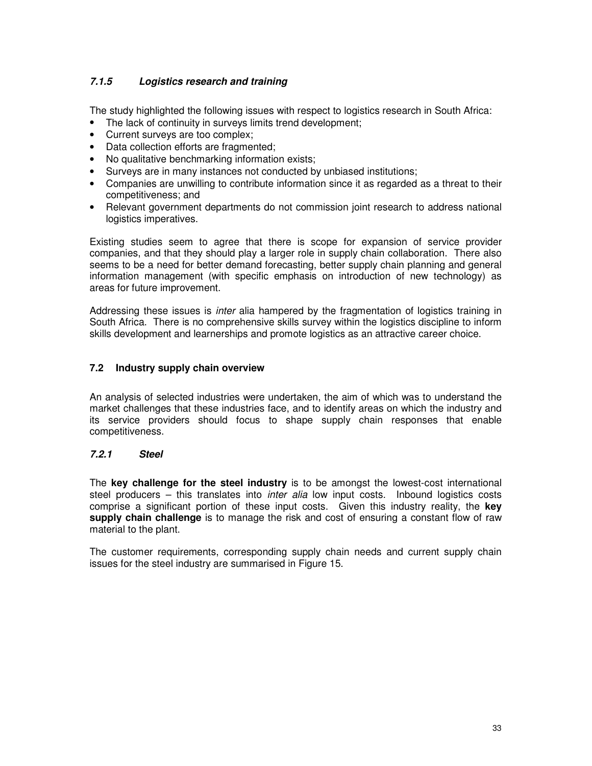#### *7.1.5 Logistics research and training*

The study highlighted the following issues with respect to logistics research in South Africa:

- The lack of continuity in surveys limits trend development;
- Current surveys are too complex;
- Data collection efforts are fragmented;
- No qualitative benchmarking information exists;
- Surveys are in many instances not conducted by unbiased institutions;
- Companies are unwilling to contribute information since it as regarded as a threat to their competitiveness; and
- Relevant government departments do not commission joint research to address national logistics imperatives.

Existing studies seem to agree that there is scope for expansion of service provider companies, and that they should play a larger role in supply chain collaboration. There also seems to be a need for better demand forecasting, better supply chain planning and general information management (with specific emphasis on introduction of new technology) as areas for future improvement.

Addressing these issues is *inter* alia hampered by the fragmentation of logistics training in South Africa. There is no comprehensive skills survey within the logistics discipline to inform skills development and learnerships and promote logistics as an attractive career choice.

### 7.2 Industry supply chain overview

An analysis of selected industries were undertaken, the aim of which was to understand the market challenges that these industries face, and to identify areas on which the industry and its service providers should focus to shape supply chain responses that enable competitiveness.

#### *7.2.1 Steel*

The **key challenge for the steel industry** is to be amongst the lowest-cost international steel producers – this translates into *inter alia* low input costs. Inbound logistics costs comprise a significant portion of these input costs. Given this industry reality, the **key supply chain challenge** is to manage the risk and cost of ensuring a constant flow of raw material to the plant.

The customer requirements, corresponding supply chain needs and current supply chain issues for the steel industry are summarised in Figure 15.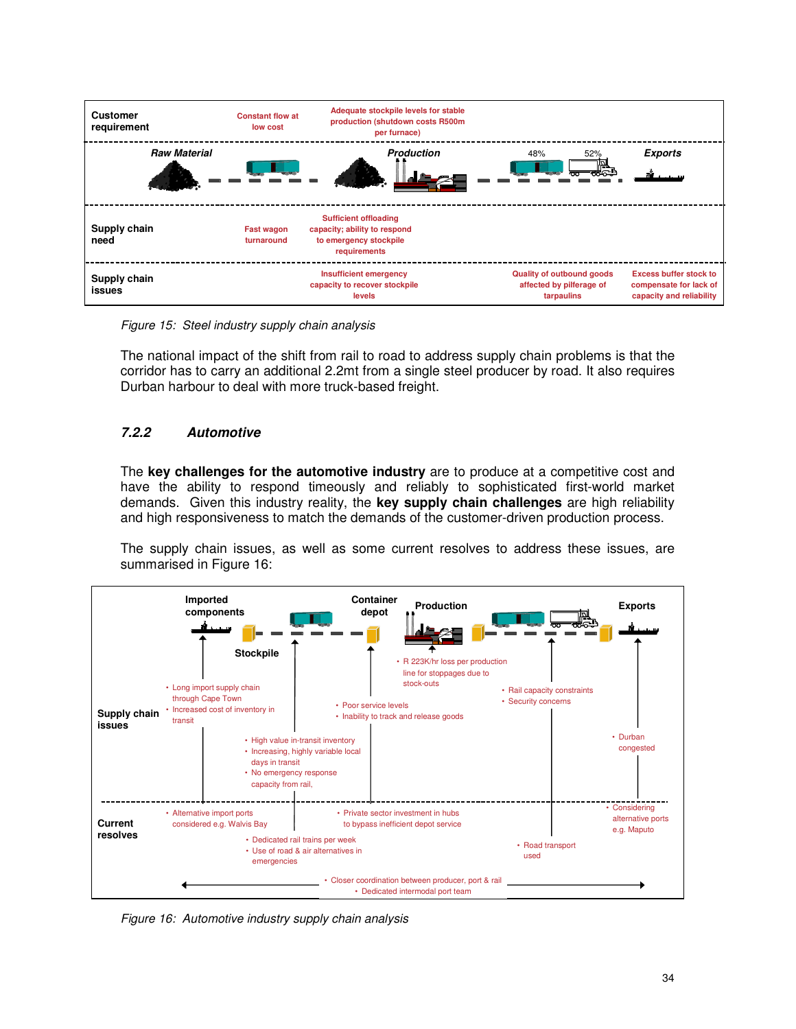| Customer requirement | Constant flow at low cost | Adequate stockpile levels for stable production (shutdown costs R500m per furnace) | | |
|---|---|---|---|---|
| | Raw Material | Production | 48% 52% | Exports |
| Supply chain need | Fast wagon turnaround | Sufficient offloading capacity; ability to respond to emergency stockpile requirements | | |
| Supply chain issues | | Insufficient emergency capacity to recover stockpile levels | Quality of outbound goods affected by pilferage of tarpaulins | Excess buffer stock to compensate for lack of capacity and reliability |

*Figure 15: Steel industry supply chain analysis*

The national impact of the shift from rail to road to address supply chain problems is that the corridor has to carry an additional 2.2mt from a single steel producer by road. It also requires Durban harbour to deal with more truck-based freight.

### *7.2.2 Automotive*

The **key challenges for the automotive industry** are to produce at a competitive cost and have the ability to respond timeously and reliably to sophisticated first-world market demands. Given this industry reality, the **key supply chain challenges** are high reliability and high responsiveness to match the demands of the customer-driven production process.

The supply chain issues, as well as some current resolves to address these issues, are summarised in Figure 16:

| | Imported components | Stockpile | Container depot | Production | Rail/Road | Exports |
|---|---|---|---|---|---|---|
| Supply chain issues | • Long import supply chain through Cape Town<br>• Increased cost of inventory in transit | • High value in-transit inventory<br>• Increasing, highly variable local days in transit<br>• No emergency response capacity from rail, | • Poor service levels<br>• Inability to track and release goods | • R 223K/hr loss per production line for stoppages due to stock-outs | • Rail capacity constraints<br>• Security concerns | • Durban congested |
| Current resolves | • Alternative import ports considered e.g. Walvis Bay | • Dedicated rail trains per week<br>• Use of road & air alternatives in emergencies | • Private sector investment in hubs to bypass inefficient depot service | | • Road transport used | • Considering alternative ports e.g. Maputo |

• Closer coordination between producer, port & rail
• Dedicated intermodal port team

*Figure 16: Automotive industry supply chain analysis*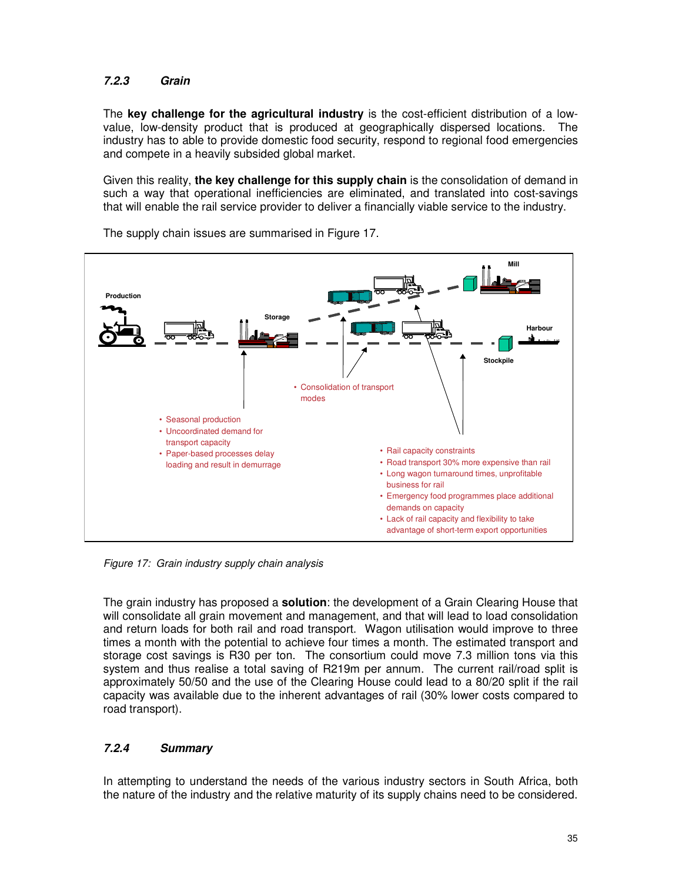### 7.2.3 Grain

The **key challenge for the agricultural industry** is the cost-efficient distribution of a low-value, low-density product that is produced at geographically dispersed locations. The industry has to able to provide domestic food security, respond to regional food emergencies and compete in a heavily subsided global market.

Given this reality, **the key challenge for this supply chain** is the consolidation of demand in such a way that operational inefficiencies are eliminated, and translated into cost-savings that will enable the rail service provider to deliver a financially viable service to the industry.

The supply chain issues are summarised in Figure 17.

Production — Storage — Mill — Harbour — Stockpile

- Seasonal production
- Uncoordinated demand for transport capacity
- Paper-based processes delay loading and result in demurrage

- Consolidation of transport modes

- Rail capacity constraints
- Road transport 30% more expensive than rail
- Long wagon turnaround times, unprofitable business for rail
- Emergency food programmes place additional demands on capacity
- Lack of rail capacity and flexibility to take advantage of short-term export opportunities

*Figure 17: Grain industry supply chain analysis*

The grain industry has proposed a **solution**: the development of a Grain Clearing House that will consolidate all grain movement and management, and that will lead to load consolidation and return loads for both rail and road transport. Wagon utilisation would improve to three times a month with the potential to achieve four times a month. The estimated transport and storage cost savings is R30 per ton. The consortium could move 7.3 million tons via this system and thus realise a total saving of R219m per annum. The current rail/road split is approximately 50/50 and the use of the Clearing House could lead to a 80/20 split if the rail capacity was available due to the inherent advantages of rail (30% lower costs compared to road transport).

### 7.2.4 Summary

In attempting to understand the needs of the various industry sectors in South Africa, both the nature of the industry and the relative maturity of its supply chains need to be considered.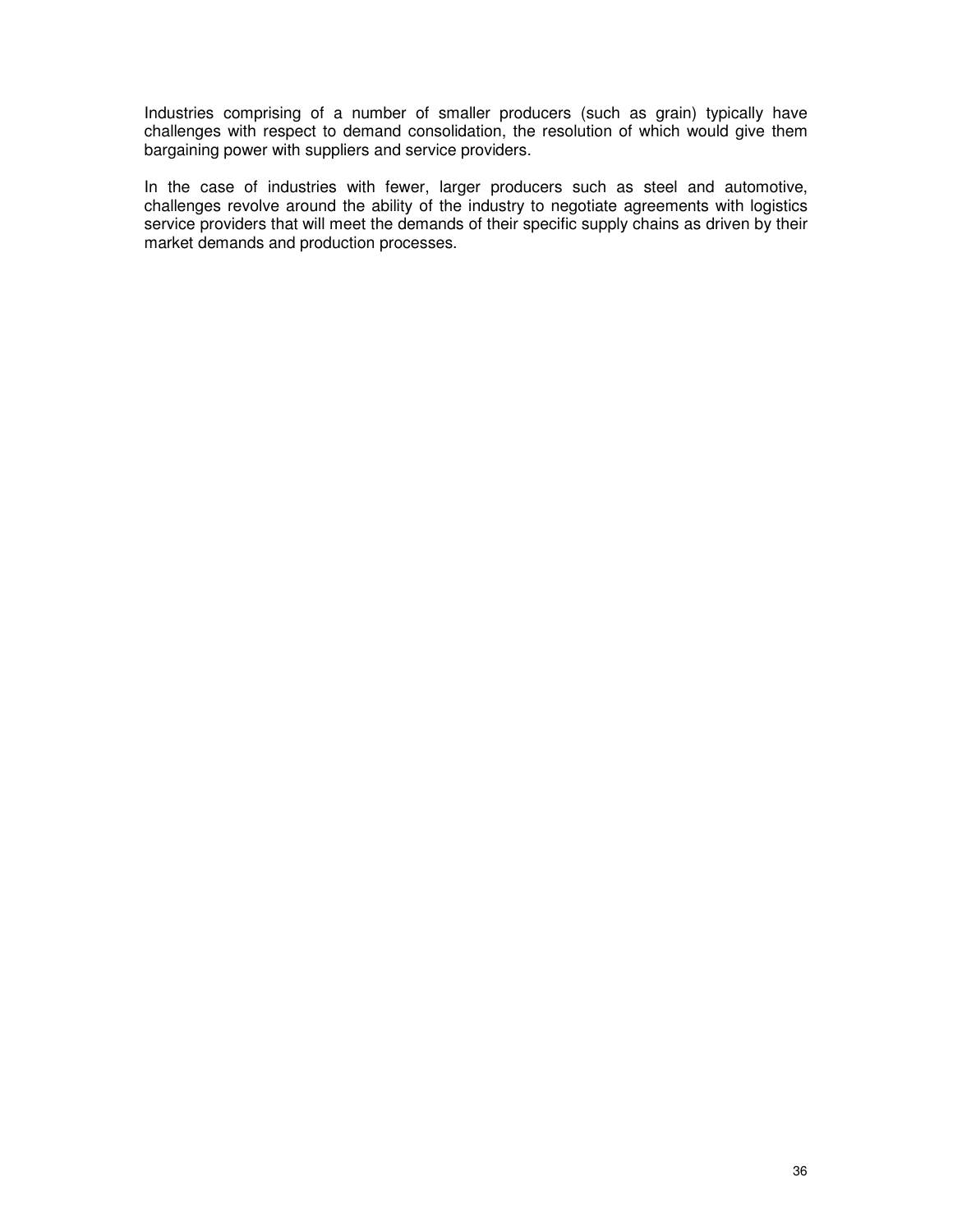Industries comprising of a number of smaller producers (such as grain) typically have challenges with respect to demand consolidation, the resolution of which would give them bargaining power with suppliers and service providers.

In the case of industries with fewer, larger producers such as steel and automotive, challenges revolve around the ability of the industry to negotiate agreements with logistics service providers that will meet the demands of their specific supply chains as driven by their market demands and production processes.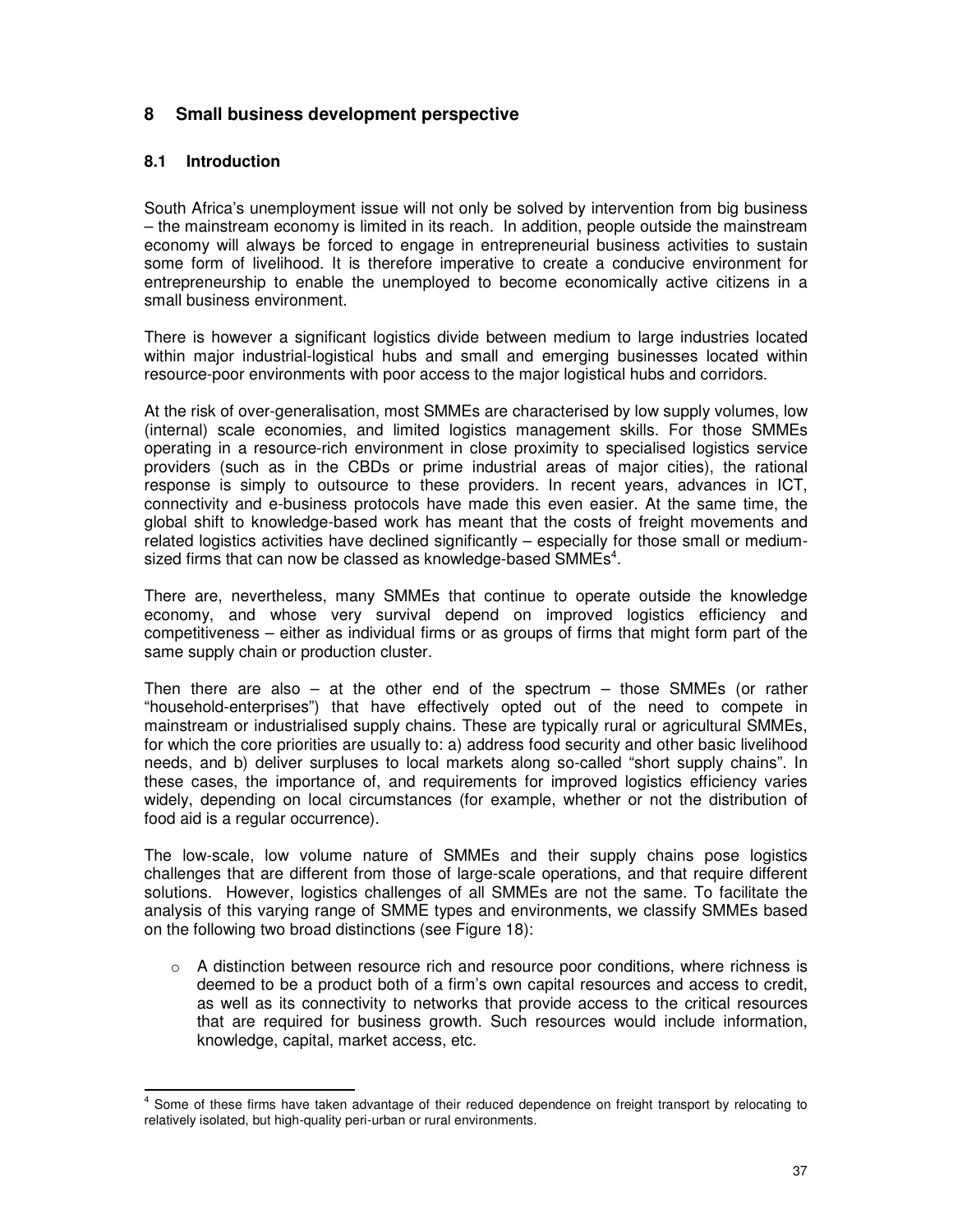# 8 Small business development perspective

## 8.1 Introduction

South Africa's unemployment issue will not only be solved by intervention from big business – the mainstream economy is limited in its reach. In addition, people outside the mainstream economy will always be forced to engage in entrepreneurial business activities to sustain some form of livelihood. It is therefore imperative to create a conducive environment for entrepreneurship to enable the unemployed to become economically active citizens in a small business environment.

There is however a significant logistics divide between medium to large industries located within major industrial-logistical hubs and small and emerging businesses located within resource-poor environments with poor access to the major logistical hubs and corridors.

At the risk of over-generalisation, most SMMEs are characterised by low supply volumes, low (internal) scale economies, and limited logistics management skills. For those SMMEs operating in a resource-rich environment in close proximity to specialised logistics service providers (such as in the CBDs or prime industrial areas of major cities), the rational response is simply to outsource to these providers. In recent years, advances in ICT, connectivity and e-business protocols have made this even easier. At the same time, the global shift to knowledge-based work has meant that the costs of freight movements and related logistics activities have declined significantly – especially for those small or medium-sized firms that can now be classed as knowledge-based SMMEs[4].

There are, nevertheless, many SMMEs that continue to operate outside the knowledge economy, and whose very survival depend on improved logistics efficiency and competitiveness – either as individual firms or as groups of firms that might form part of the same supply chain or production cluster.

Then there are also – at the other end of the spectrum – those SMMEs (or rather "household-enterprises") that have effectively opted out of the need to compete in mainstream or industrialised supply chains. These are typically rural or agricultural SMMEs, for which the core priorities are usually to: a) address food security and other basic livelihood needs, and b) deliver surpluses to local markets along so-called "short supply chains". In these cases, the importance of, and requirements for improved logistics efficiency varies widely, depending on local circumstances (for example, whether or not the distribution of food aid is a regular occurrence).

The low-scale, low volume nature of SMMEs and their supply chains pose logistics challenges that are different from those of large-scale operations, and that require different solutions. However, logistics challenges of all SMMEs are not the same. To facilitate the analysis of this varying range of SMME types and environments, we classify SMMEs based on the following two broad distinctions (see Figure 18):

- A distinction between resource rich and resource poor conditions, where richness is deemed to be a product both of a firm's own capital resources and access to credit, as well as its connectivity to networks that provide access to the critical resources that are required for business growth. Such resources would include information, knowledge, capital, market access, etc.

[4] Some of these firms have taken advantage of their reduced dependence on freight transport by relocating to relatively isolated, but high-quality peri-urban or rural environments.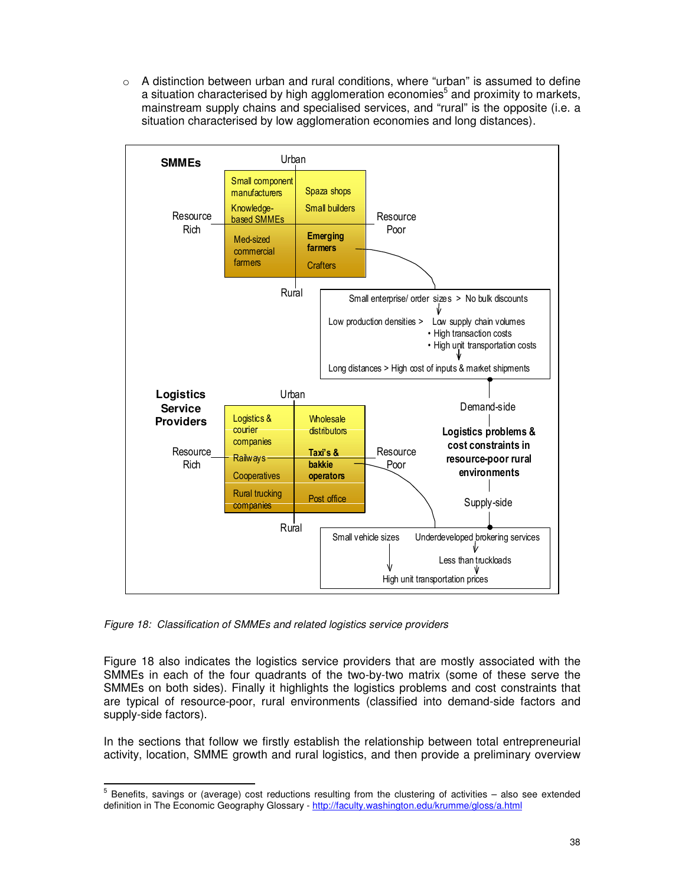- A distinction between urban and rural conditions, where "urban" is assumed to define a situation characterised by high agglomeration economies[5] and proximity to markets, mainstream supply chains and specialised services, and "rural" is the opposite (i.e. a situation characterised by low agglomeration economies and long distances).

**SMMEs**

| | Resource Rich | Resource Poor |
|---|---|---|
| **Urban** | Small component manufacturers; Knowledge-based SMMEs | Spaza shops; Small builders |
| **Rural** | Med-sized commercial farmers | **Emerging farmers**; Crafters |

Small enterprise/ order sizes > No bulk discounts

Low production densities > Low supply chain volumes
- High transaction costs
- High unit transportation costs

Long distances > High cost of inputs & market shipments

**Logistics Service Providers**

| | Resource Rich | Resource Poor |
|---|---|---|
| **Urban** | Logistics & courier companies; Railways | Wholesale distributors; **Taxi's & bakkie operators** |
| **Rural** | Cooperatives; Rural trucking companies | Post office |

Demand-side

**Logistics problems & cost constraints in resource-poor rural environments**

Supply-side

Small vehicle sizes > High unit transportation prices

Underdeveloped brokering services > Less than truckloads > High unit transportation prices

*Figure 18: Classification of SMMEs and related logistics service providers*

Figure 18 also indicates the logistics service providers that are mostly associated with the SMMEs in each of the four quadrants of the two-by-two matrix (some of these serve the SMMEs on both sides). Finally it highlights the logistics problems and cost constraints that are typical of resource-poor, rural environments (classified into demand-side factors and supply-side factors).

In the sections that follow we firstly establish the relationship between total entrepreneurial activity, location, SMME growth and rural logistics, and then provide a preliminary overview

[5] Benefits, savings or (average) cost reductions resulting from the clustering of activities – also see extended definition in The Economic Geography Glossary - http://faculty.washington.edu/krumme/gloss/a.html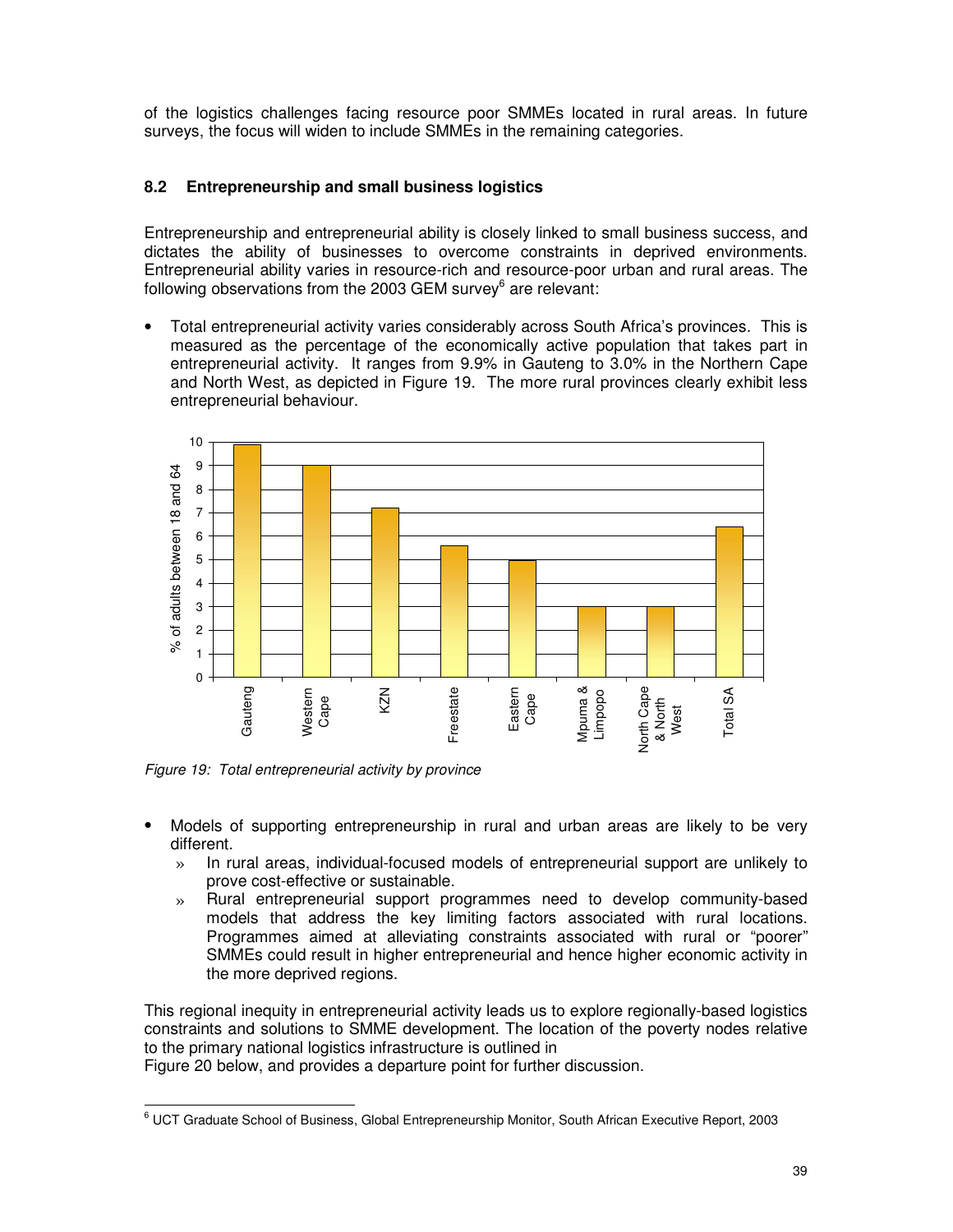of the logistics challenges facing resource poor SMMEs located in rural areas. In future surveys, the focus will widen to include SMMEs in the remaining categories.

### 8.2 Entrepreneurship and small business logistics

Entrepreneurship and entrepreneurial ability is closely linked to small business success, and dictates the ability of businesses to overcome constraints in deprived environments. Entrepreneurial ability varies in resource-rich and resource-poor urban and rural areas. The following observations from the 2003 GEM survey[6] are relevant:

- Total entrepreneurial activity varies considerably across South Africa's provinces. This is measured as the percentage of the economically active population that takes part in entrepreneurial activity. It ranges from 9.9% in Gauteng to 3.0% in the Northern Cape and North West, as depicted in Figure 19. The more rural provinces clearly exhibit less entrepreneurial behaviour.

*Figure 19: Total entrepreneurial activity by province*

- Models of supporting entrepreneurship in rural and urban areas are likely to be very different.
  - In rural areas, individual-focused models of entrepreneurial support are unlikely to prove cost-effective or sustainable.
  - Rural entrepreneurial support programmes need to develop community-based models that address the key limiting factors associated with rural locations. Programmes aimed at alleviating constraints associated with rural or "poorer" SMMEs could result in higher entrepreneurial and hence higher economic activity in the more deprived regions.

This regional inequity in entrepreneurial activity leads us to explore regionally-based logistics constraints and solutions to SMME development. The location of the poverty nodes relative to the primary national logistics infrastructure is outlined in Figure 20 below, and provides a departure point for further discussion.

[6] UCT Graduate School of Business, Global Entrepreneurship Monitor, South African Executive Report, 2003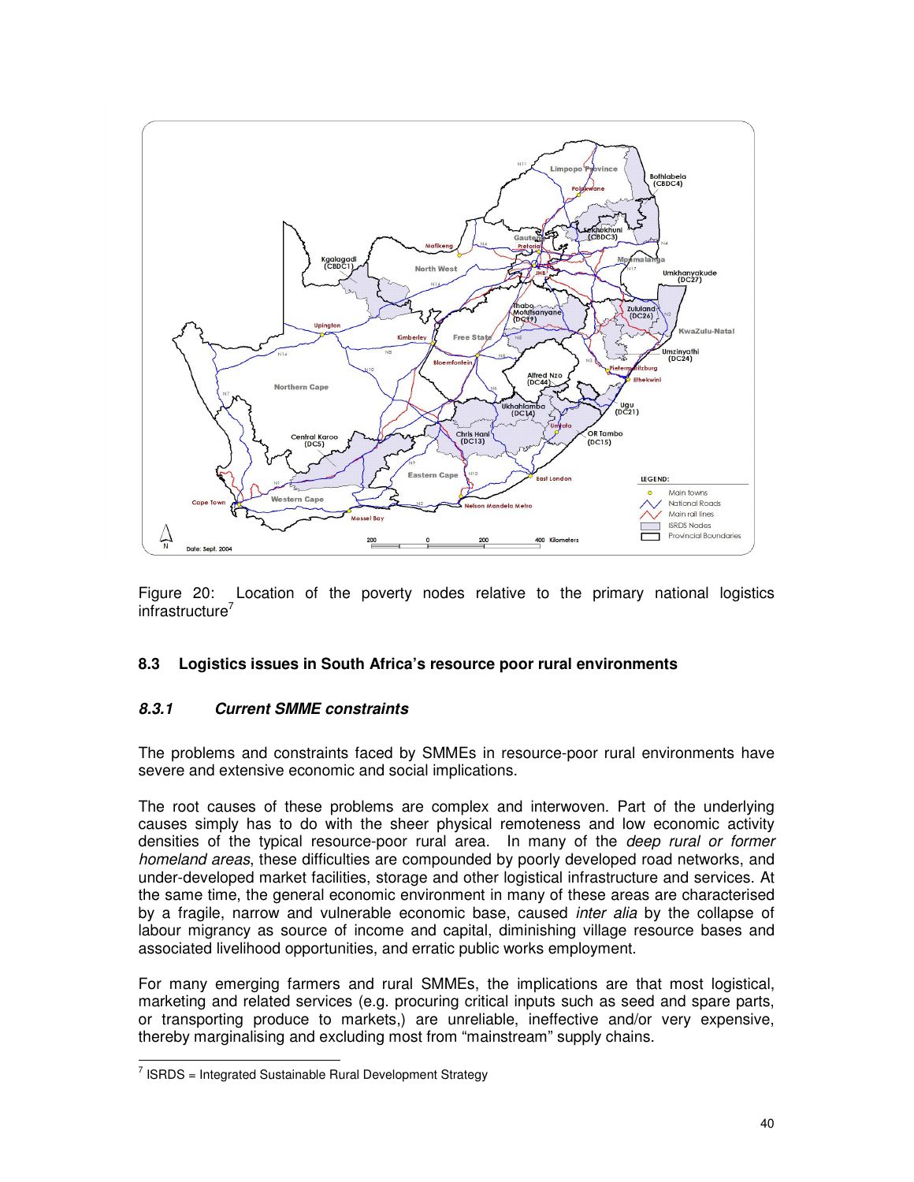Figure 20: Location of the poverty nodes relative to the primary national logistics infrastructure[7]

### 8.3 Logistics issues in South Africa's resource poor rural environments

#### *8.3.1 Current SMME constraints*

The problems and constraints faced by SMMEs in resource-poor rural environments have severe and extensive economic and social implications.

The root causes of these problems are complex and interwoven. Part of the underlying causes simply has to do with the sheer physical remoteness and low economic activity densities of the typical resource-poor rural area. In many of the *deep rural or former homeland areas*, these difficulties are compounded by poorly developed road networks, and under-developed market facilities, storage and other logistical infrastructure and services. At the same time, the general economic environment in many of these areas are characterised by a fragile, narrow and vulnerable economic base, caused *inter alia* by the collapse of labour migrancy as source of income and capital, diminishing village resource bases and associated livelihood opportunities, and erratic public works employment.

For many emerging farmers and rural SMMEs, the implications are that most logistical, marketing and related services (e.g. procuring critical inputs such as seed and spare parts, or transporting produce to markets,) are unreliable, ineffective and/or very expensive, thereby marginalising and excluding most from "mainstream" supply chains.

[7] ISRDS = Integrated Sustainable Rural Development Strategy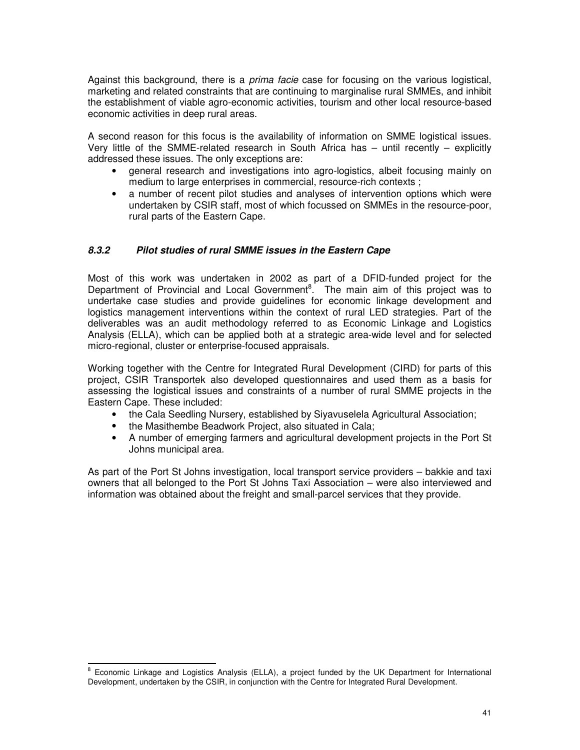Against this background, there is a *prima facie* case for focusing on the various logistical, marketing and related constraints that are continuing to marginalise rural SMMEs, and inhibit the establishment of viable agro-economic activities, tourism and other local resource-based economic activities in deep rural areas.

A second reason for this focus is the availability of information on SMME logistical issues. Very little of the SMME-related research in South Africa has – until recently – explicitly addressed these issues. The only exceptions are:

- general research and investigations into agro-logistics, albeit focusing mainly on medium to large enterprises in commercial, resource-rich contexts ;
- a number of recent pilot studies and analyses of intervention options which were undertaken by CSIR staff, most of which focussed on SMMEs in the resource-poor, rural parts of the Eastern Cape.

### *8.3.2 Pilot studies of rural SMME issues in the Eastern Cape*

Most of this work was undertaken in 2002 as part of a DFID-funded project for the Department of Provincial and Local Government[8]. The main aim of this project was to undertake case studies and provide guidelines for economic linkage development and logistics management interventions within the context of rural LED strategies. Part of the deliverables was an audit methodology referred to as Economic Linkage and Logistics Analysis (ELLA), which can be applied both at a strategic area-wide level and for selected micro-regional, cluster or enterprise-focused appraisals.

Working together with the Centre for Integrated Rural Development (CIRD) for parts of this project, CSIR Transportek also developed questionnaires and used them as a basis for assessing the logistical issues and constraints of a number of rural SMME projects in the Eastern Cape. These included:

- the Cala Seedling Nursery, established by Siyavuselela Agricultural Association;
- the Masithembe Beadwork Project, also situated in Cala;
- A number of emerging farmers and agricultural development projects in the Port St Johns municipal area.

As part of the Port St Johns investigation, local transport service providers – bakkie and taxi owners that all belonged to the Port St Johns Taxi Association – were also interviewed and information was obtained about the freight and small-parcel services that they provide.

---

[8] Economic Linkage and Logistics Analysis (ELLA), a project funded by the UK Department for International Development, undertaken by the CSIR, in conjunction with the Centre for Integrated Rural Development.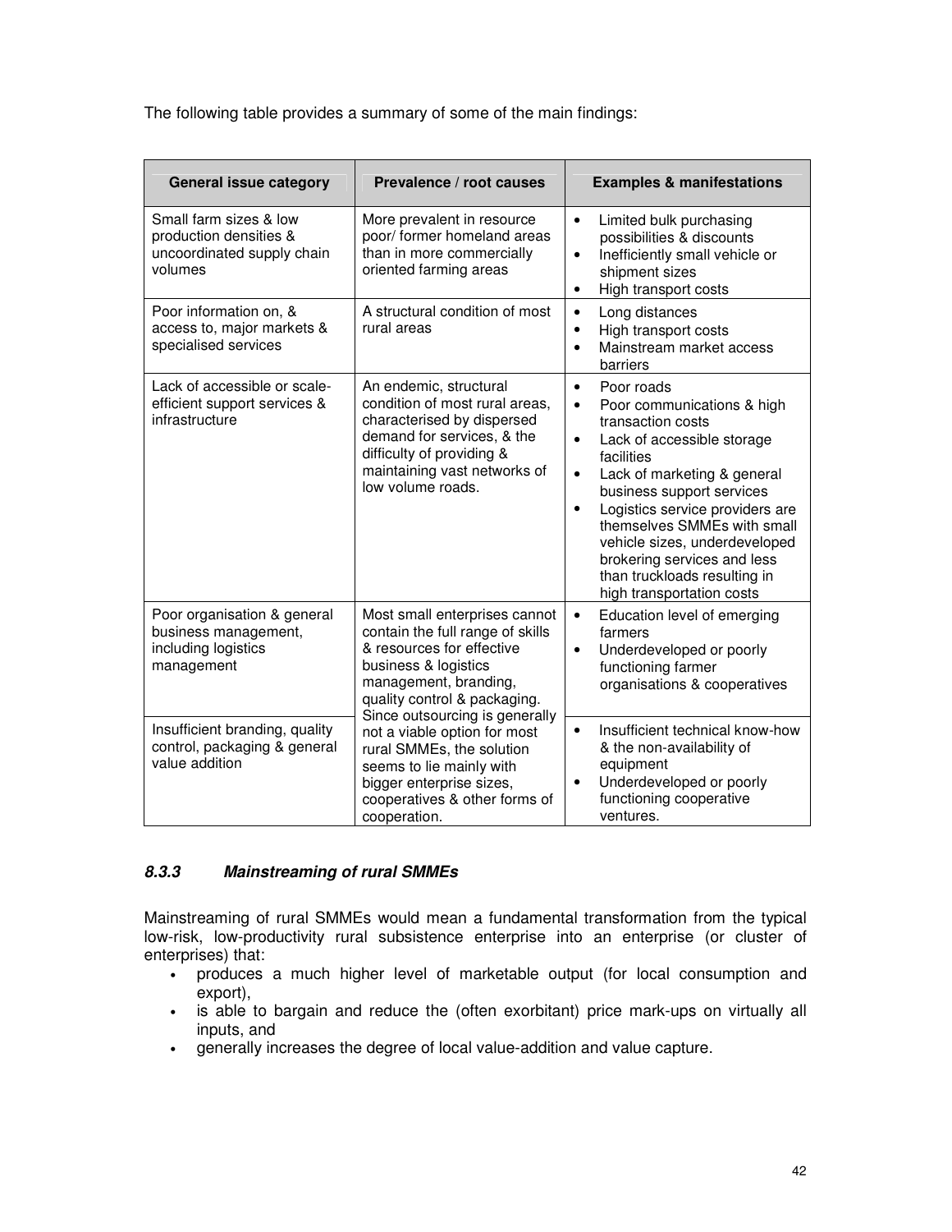The following table provides a summary of some of the main findings:

| General issue category | Prevalence / root causes | Examples & manifestations |
|---|---|---|
| Small farm sizes & low production densities & uncoordinated supply chain volumes | More prevalent in resource poor/ former homeland areas than in more commercially oriented farming areas | • Limited bulk purchasing possibilities & discounts<br>• Inefficiently small vehicle or shipment sizes<br>• High transport costs |
| Poor information on, & access to, major markets & specialised services | A structural condition of most rural areas | • Long distances<br>• High transport costs<br>• Mainstream market access barriers |
| Lack of accessible or scale-efficient support services & infrastructure | An endemic, structural condition of most rural areas, characterised by dispersed demand for services, & the difficulty of providing & maintaining vast networks of low volume roads. | • Poor roads<br>• Poor communications & high transaction costs<br>• Lack of accessible storage facilities<br>• Lack of marketing & general business support services<br>• Logistics service providers are themselves SMMEs with small vehicle sizes, underdeveloped brokering services and less than truckloads resulting in high transportation costs |
| Poor organisation & general business management, including logistics management | Most small enterprises cannot contain the full range of skills & resources for effective business & logistics management, branding, quality control & packaging. Since outsourcing is generally not a viable option for most rural SMMEs, the solution seems to lie mainly with bigger enterprise sizes, cooperatives & other forms of cooperation. | • Education level of emerging farmers<br>• Underdeveloped or poorly functioning farmer organisations & cooperatives |
| Insufficient branding, quality control, packaging & general value addition | | • Insufficient technical know-how & the non-availability of equipment<br>• Underdeveloped or poorly functioning cooperative ventures. |

### *8.3.3 Mainstreaming of rural SMMEs*

Mainstreaming of rural SMMEs would mean a fundamental transformation from the typical low-risk, low-productivity rural subsistence enterprise into an enterprise (or cluster of enterprises) that:

- produces a much higher level of marketable output (for local consumption and export),
- is able to bargain and reduce the (often exorbitant) price mark-ups on virtually all inputs, and
- generally increases the degree of local value-addition and value capture.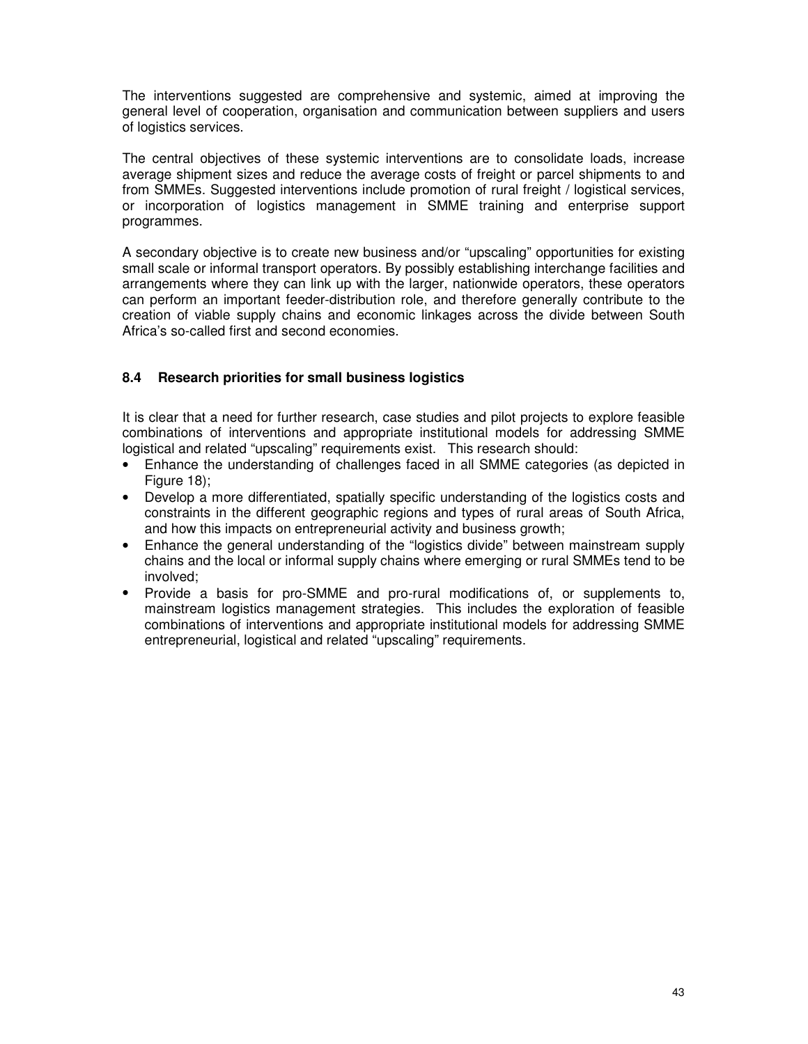The interventions suggested are comprehensive and systemic, aimed at improving the general level of cooperation, organisation and communication between suppliers and users of logistics services.

The central objectives of these systemic interventions are to consolidate loads, increase average shipment sizes and reduce the average costs of freight or parcel shipments to and from SMMEs. Suggested interventions include promotion of rural freight / logistical services, or incorporation of logistics management in SMME training and enterprise support programmes.

A secondary objective is to create new business and/or "upscaling" opportunities for existing small scale or informal transport operators. By possibly establishing interchange facilities and arrangements where they can link up with the larger, nationwide operators, these operators can perform an important feeder-distribution role, and therefore generally contribute to the creation of viable supply chains and economic linkages across the divide between South Africa's so-called first and second economies.

### 8.4 Research priorities for small business logistics

It is clear that a need for further research, case studies and pilot projects to explore feasible combinations of interventions and appropriate institutional models for addressing SMME logistical and related "upscaling" requirements exist. This research should:

- Enhance the understanding of challenges faced in all SMME categories (as depicted in Figure 18);
- Develop a more differentiated, spatially specific understanding of the logistics costs and constraints in the different geographic regions and types of rural areas of South Africa, and how this impacts on entrepreneurial activity and business growth;
- Enhance the general understanding of the "logistics divide" between mainstream supply chains and the local or informal supply chains where emerging or rural SMMEs tend to be involved;
- Provide a basis for pro-SMME and pro-rural modifications of, or supplements to, mainstream logistics management strategies. This includes the exploration of feasible combinations of interventions and appropriate institutional models for addressing SMME entrepreneurial, logistical and related "upscaling" requirements.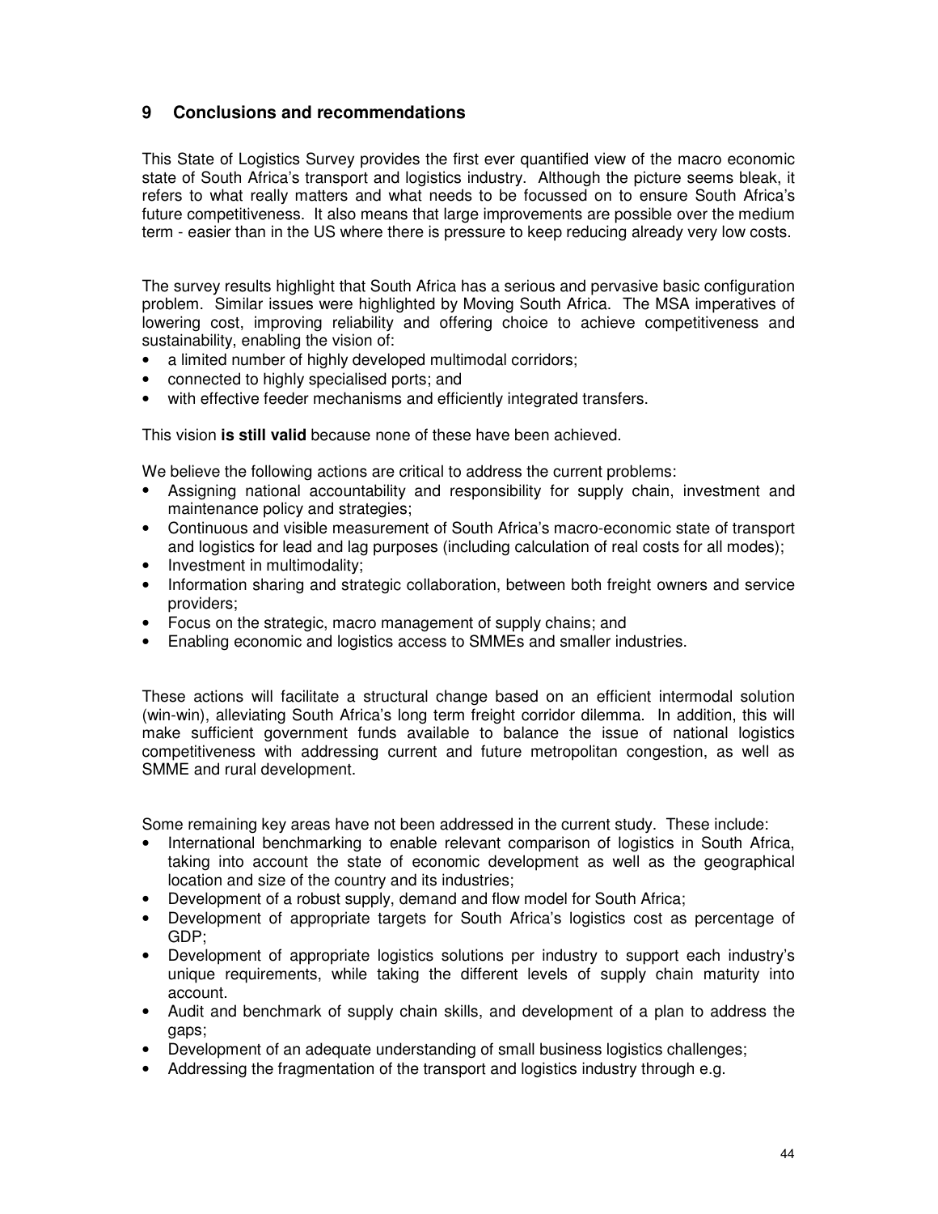## 9 Conclusions and recommendations

This State of Logistics Survey provides the first ever quantified view of the macro economic state of South Africa's transport and logistics industry. Although the picture seems bleak, it refers to what really matters and what needs to be focussed on to ensure South Africa's future competitiveness. It also means that large improvements are possible over the medium term - easier than in the US where there is pressure to keep reducing already very low costs.

The survey results highlight that South Africa has a serious and pervasive basic configuration problem. Similar issues were highlighted by Moving South Africa. The MSA imperatives of lowering cost, improving reliability and offering choice to achieve competitiveness and sustainability, enabling the vision of:

- a limited number of highly developed multimodal corridors;
- connected to highly specialised ports; and
- with effective feeder mechanisms and efficiently integrated transfers.

This vision **is still valid** because none of these have been achieved.

We believe the following actions are critical to address the current problems:

- Assigning national accountability and responsibility for supply chain, investment and maintenance policy and strategies;
- Continuous and visible measurement of South Africa's macro-economic state of transport and logistics for lead and lag purposes (including calculation of real costs for all modes);
- Investment in multimodality;
- Information sharing and strategic collaboration, between both freight owners and service providers;
- Focus on the strategic, macro management of supply chains; and
- Enabling economic and logistics access to SMMEs and smaller industries.

These actions will facilitate a structural change based on an efficient intermodal solution (win-win), alleviating South Africa's long term freight corridor dilemma. In addition, this will make sufficient government funds available to balance the issue of national logistics competitiveness with addressing current and future metropolitan congestion, as well as SMME and rural development.

Some remaining key areas have not been addressed in the current study. These include:

- International benchmarking to enable relevant comparison of logistics in South Africa, taking into account the state of economic development as well as the geographical location and size of the country and its industries;
- Development of a robust supply, demand and flow model for South Africa;
- Development of appropriate targets for South Africa's logistics cost as percentage of GDP;
- Development of appropriate logistics solutions per industry to support each industry's unique requirements, while taking the different levels of supply chain maturity into account.
- Audit and benchmark of supply chain skills, and development of a plan to address the gaps;
- Development of an adequate understanding of small business logistics challenges;
- Addressing the fragmentation of the transport and logistics industry through e.g.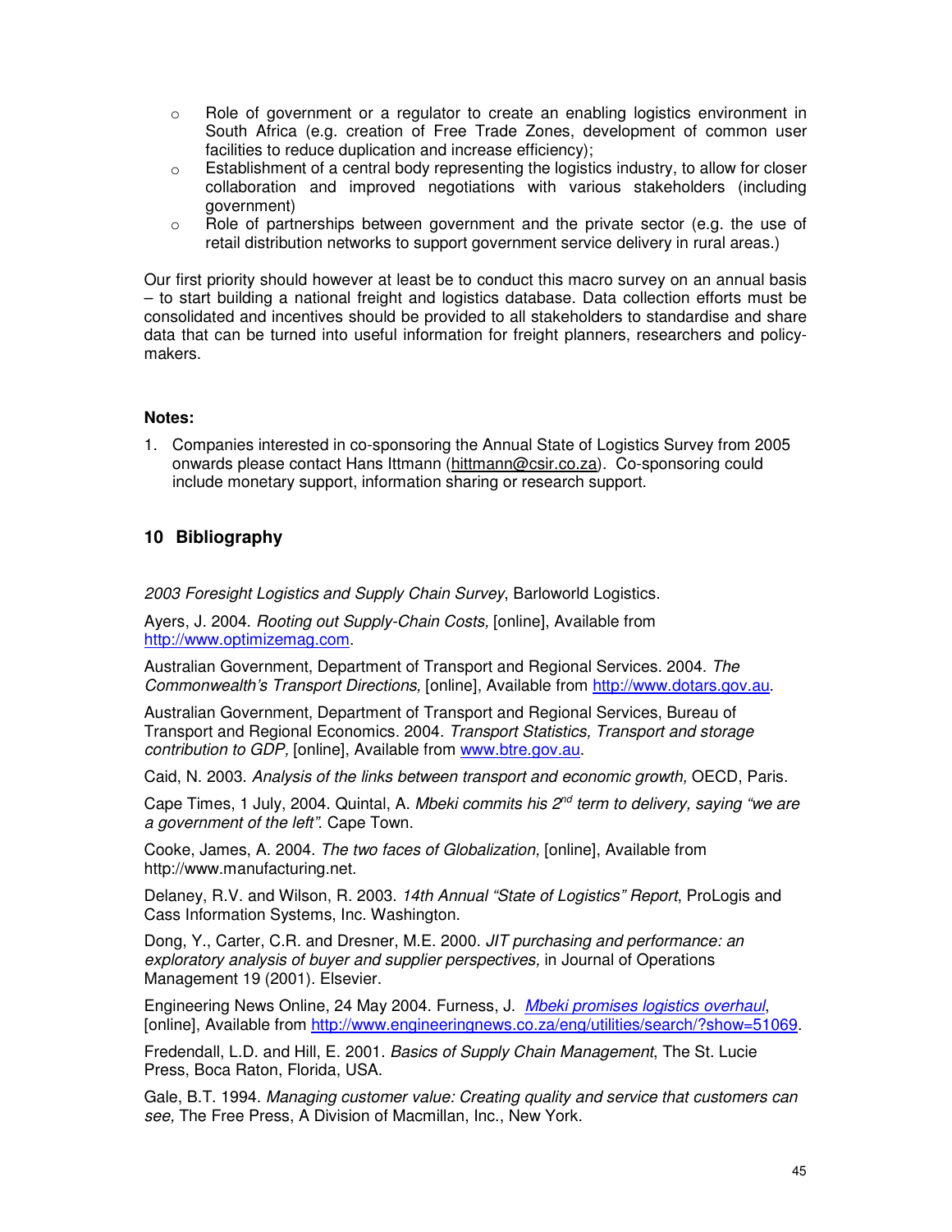- Role of government or a regulator to create an enabling logistics environment in South Africa (e.g. creation of Free Trade Zones, development of common user facilities to reduce duplication and increase efficiency);
- Establishment of a central body representing the logistics industry, to allow for closer collaboration and improved negotiations with various stakeholders (including government)
- Role of partnerships between government and the private sector (e.g. the use of retail distribution networks to support government service delivery in rural areas.)

Our first priority should however at least be to conduct this macro survey on an annual basis – to start building a national freight and logistics database. Data collection efforts must be consolidated and incentives should be provided to all stakeholders to standardise and share data that can be turned into useful information for freight planners, researchers and policy-makers.

**Notes:**

1. Companies interested in co-sponsoring the Annual State of Logistics Survey from 2005 onwards please contact Hans Ittmann (hittmann@csir.co.za). Co-sponsoring could include monetary support, information sharing or research support.

## 10 Bibliography

*2003 Foresight Logistics and Supply Chain Survey*, Barloworld Logistics.

Ayers, J. 2004. *Rooting out Supply-Chain Costs,* [online], Available from http://www.optimizemag.com.

Australian Government, Department of Transport and Regional Services. 2004. *The Commonwealth's Transport Directions,* [online], Available from http://www.dotars.gov.au.

Australian Government, Department of Transport and Regional Services, Bureau of Transport and Regional Economics. 2004. *Transport Statistics, Transport and storage contribution to GDP,* [online], Available from www.btre.gov.au.

Caid, N. 2003. *Analysis of the links between transport and economic growth,* OECD, Paris.

Cape Times, 1 July, 2004. Quintal, A. *Mbeki commits his 2nd term to delivery, saying "we are a government of the left"*. Cape Town.

Cooke, James, A. 2004. *The two faces of Globalization,* [online], Available from http://www.manufacturing.net.

Delaney, R.V. and Wilson, R. 2003. *14th Annual "State of Logistics" Report*, ProLogis and Cass Information Systems, Inc. Washington.

Dong, Y., Carter, C.R. and Dresner, M.E. 2000. *JIT purchasing and performance: an exploratory analysis of buyer and supplier perspectives,* in Journal of Operations Management 19 (2001). Elsevier.

Engineering News Online, 24 May 2004. Furness, J. *Mbeki promises logistics overhaul*, [online], Available from http://www.engineeringnews.co.za/eng/utilities/search/?show=51069.

Fredendall, L.D. and Hill, E. 2001. *Basics of Supply Chain Management*, The St. Lucie Press, Boca Raton, Florida, USA.

Gale, B.T. 1994. *Managing customer value: Creating quality and service that customers can see,* The Free Press, A Division of Macmillan, Inc., New York.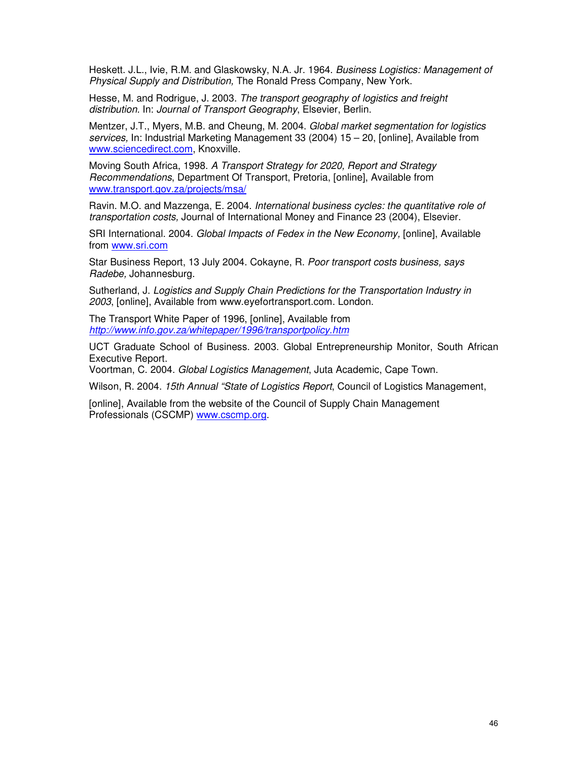Heskett. J.L., Ivie, R.M. and Glaskowsky, N.A. Jr. 1964. *Business Logistics: Management of Physical Supply and Distribution,* The Ronald Press Company, New York.

Hesse, M. and Rodrigue, J. 2003. *The transport geography of logistics and freight distribution.* In: *Journal of Transport Geography*, Elsevier, Berlin.

Mentzer, J.T., Myers, M.B. and Cheung, M. 2004. *Global market segmentation for logistics services,* In: Industrial Marketing Management 33 (2004) 15 – 20, [online], Available from www.sciencedirect.com, Knoxville.

Moving South Africa, 1998. *A Transport Strategy for 2020, Report and Strategy Recommendations*, Department Of Transport, Pretoria, [online], Available from www.transport.gov.za/projects/msa/

Ravin. M.O. and Mazzenga, E. 2004. *International business cycles: the quantitative role of transportation costs,* Journal of International Money and Finance 23 (2004), Elsevier.

SRI International. 2004. *Global Impacts of Fedex in the New Economy,* [online], Available from www.sri.com

Star Business Report, 13 July 2004. Cokayne, R. *Poor transport costs business, says Radebe,* Johannesburg.

Sutherland, J. *Logistics and Supply Chain Predictions for the Transportation Industry in 2003*, [online], Available from www.eyefortransport.com. London.

The Transport White Paper of 1996, [online], Available from *http://www.info.gov.za/whitepaper/1996/transportpolicy.htm*

UCT Graduate School of Business. 2003. Global Entrepreneurship Monitor, South African Executive Report.

Voortman, C. 2004. *Global Logistics Management*, Juta Academic, Cape Town.

Wilson, R. 2004. *15th Annual "State of Logistics Report*, Council of Logistics Management,

[online], Available from the website of the Council of Supply Chain Management Professionals (CSCMP) www.cscmp.org.